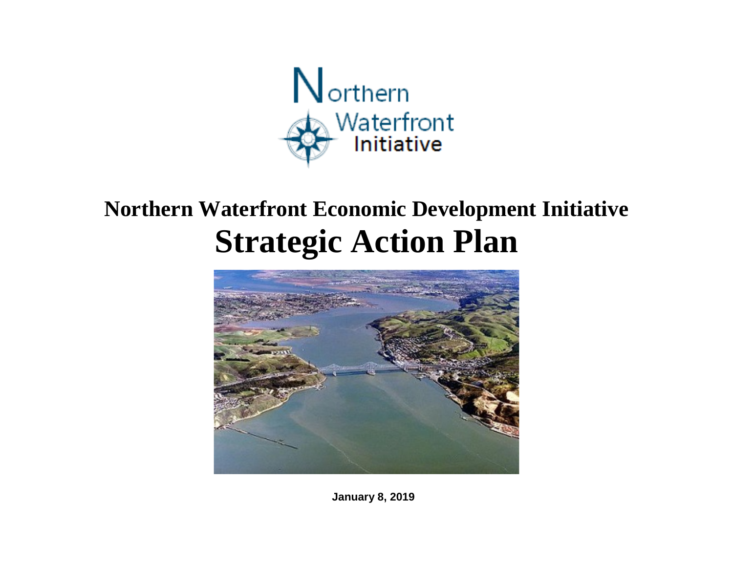Northern Waterfront Initiative

# Northern Waterfront Economic Development Initiative

# Strategic Action Plan

**January 8, 2019**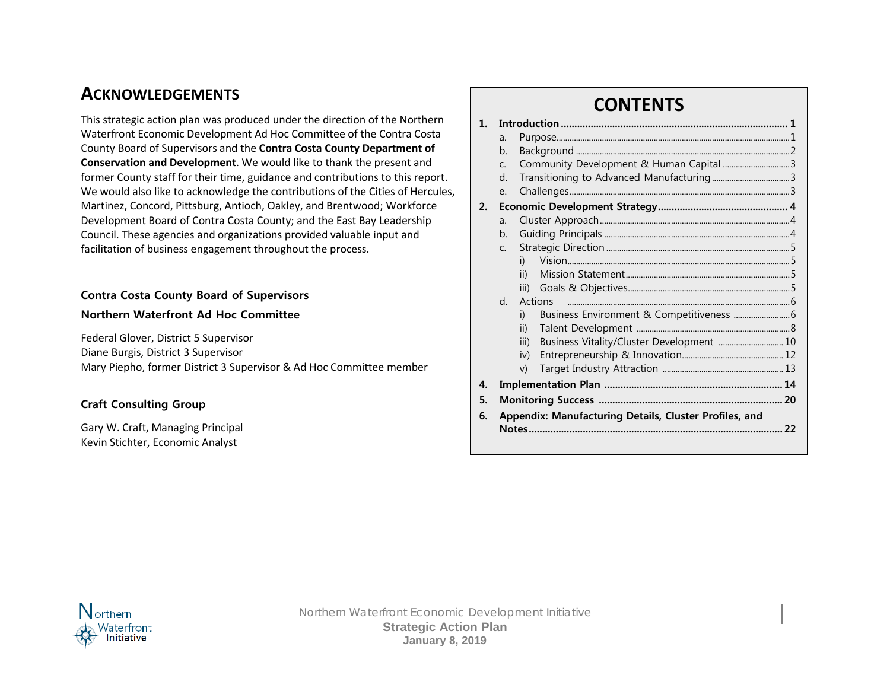## ACKNOWLEDGEMENTS

This strategic action plan was produced under the direction of the Northern Waterfront Economic Development Ad Hoc Committee of the Contra Costa County Board of Supervisors and the **Contra Costa County Department of Conservation and Development**. We would like to thank the present and former County staff for their time, guidance and contributions to this report. We would also like to acknowledge the contributions of the Cities of Hercules, Martinez, Concord, Pittsburg, Antioch, Oakley, and Brentwood; Workforce Development Board of Contra Costa County; and the East Bay Leadership Council. These agencies and organizations provided valuable input and facilitation of business engagement throughout the process.

**Contra Costa County Board of Supervisors**

**Northern Waterfront Ad Hoc Committee**

Federal Glover, District 5 Supervisor
Diane Burgis, District 3 Supervisor
Mary Piepho, former District 3 Supervisor & Ad Hoc Committee member

**Craft Consulting Group**

Gary W. Craft, Managing Principal
Kevin Stichter, Economic Analyst

## CONTENTS

1. **Introduction ........ 1**
   a. Purpose ........ 1
   b. Background ........ 2
   c. Community Development & Human Capital ........ 3
   d. Transitioning to Advanced Manufacturing ........ 3
   e. Challenges ........ 3
2. **Economic Development Strategy ........ 4**
   a. Cluster Approach ........ 4
   b. Guiding Principals ........ 4
   c. Strategic Direction ........ 5
      i) Vision ........ 5
      ii) Mission Statement ........ 5
      iii) Goals & Objectives ........ 5
   d. Actions ........ 6
      i) Business Environment & Competitiveness ........ 6
      ii) Talent Development ........ 8
      iii) Business Vitality/Cluster Development ........ 10
      iv) Entrepreneurship & Innovation ........ 12
      v) Target Industry Attraction ........ 13
4. **Implementation Plan ........ 14**
5. **Monitoring Success ........ 20**
6. **Appendix: Manufacturing Details, Cluster Profiles, and Notes ........ 22**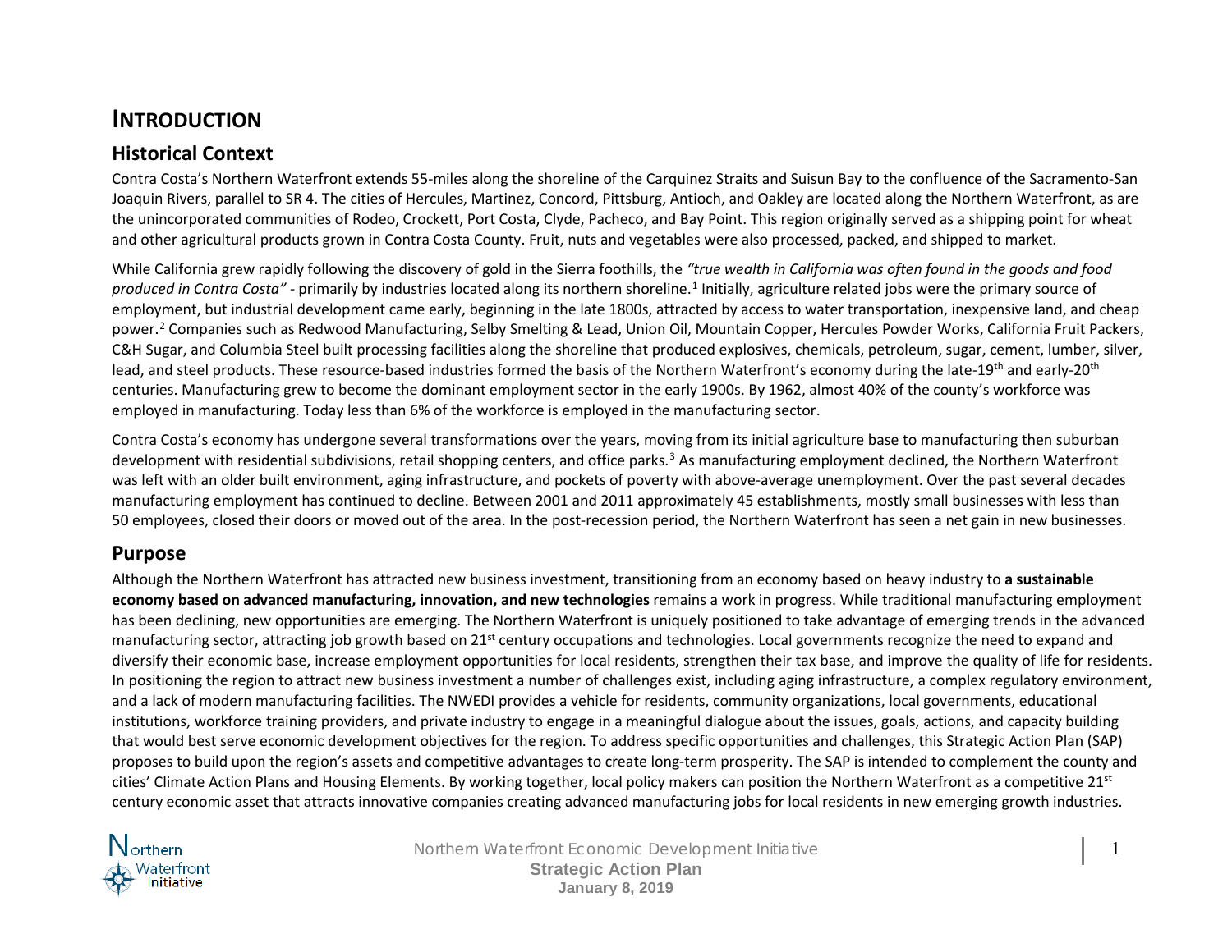# INTRODUCTION

## Historical Context

Contra Costa's Northern Waterfront extends 55-miles along the shoreline of the Carquinez Straits and Suisun Bay to the confluence of the Sacramento-San Joaquin Rivers, parallel to SR 4. The cities of Hercules, Martinez, Concord, Pittsburg, Antioch, and Oakley are located along the Northern Waterfront, as are the unincorporated communities of Rodeo, Crockett, Port Costa, Clyde, Pacheco, and Bay Point. This region originally served as a shipping point for wheat and other agricultural products grown in Contra Costa County. Fruit, nuts and vegetables were also processed, packed, and shipped to market.

While California grew rapidly following the discovery of gold in the Sierra foothills, the *"true wealth in California was often found in the goods and food produced in Contra Costa"* - primarily by industries located along its northern shoreline.[1] Initially, agriculture related jobs were the primary source of employment, but industrial development came early, beginning in the late 1800s, attracted by access to water transportation, inexpensive land, and cheap power.[2] Companies such as Redwood Manufacturing, Selby Smelting & Lead, Union Oil, Mountain Copper, Hercules Powder Works, California Fruit Packers, C&H Sugar, and Columbia Steel built processing facilities along the shoreline that produced explosives, chemicals, petroleum, sugar, cement, lumber, silver, lead, and steel products. These resource-based industries formed the basis of the Northern Waterfront's economy during the late-19th and early-20th centuries. Manufacturing grew to become the dominant employment sector in the early 1900s. By 1962, almost 40% of the county's workforce was employed in manufacturing. Today less than 6% of the workforce is employed in the manufacturing sector.

Contra Costa's economy has undergone several transformations over the years, moving from its initial agriculture base to manufacturing then suburban development with residential subdivisions, retail shopping centers, and office parks.[3] As manufacturing employment declined, the Northern Waterfront was left with an older built environment, aging infrastructure, and pockets of poverty with above-average unemployment. Over the past several decades manufacturing employment has continued to decline. Between 2001 and 2011 approximately 45 establishments, mostly small businesses with less than 50 employees, closed their doors or moved out of the area. In the post-recession period, the Northern Waterfront has seen a net gain in new businesses.

## Purpose

Although the Northern Waterfront has attracted new business investment, transitioning from an economy based on heavy industry to **a sustainable economy based on advanced manufacturing, innovation, and new technologies** remains a work in progress. While traditional manufacturing employment has been declining, new opportunities are emerging. The Northern Waterfront is uniquely positioned to take advantage of emerging trends in the advanced manufacturing sector, attracting job growth based on 21st century occupations and technologies. Local governments recognize the need to expand and diversify their economic base, increase employment opportunities for local residents, strengthen their tax base, and improve the quality of life for residents. In positioning the region to attract new business investment a number of challenges exist, including aging infrastructure, a complex regulatory environment, and a lack of modern manufacturing facilities. The NWEDI provides a vehicle for residents, community organizations, local governments, educational institutions, workforce training providers, and private industry to engage in a meaningful dialogue about the issues, goals, actions, and capacity building that would best serve economic development objectives for the region. To address specific opportunities and challenges, this Strategic Action Plan (SAP) proposes to build upon the region's assets and competitive advantages to create long-term prosperity. The SAP is intended to complement the county and cities' Climate Action Plans and Housing Elements. By working together, local policy makers can position the Northern Waterfront as a competitive 21st century economic asset that attracts innovative companies creating advanced manufacturing jobs for local residents in new emerging growth industries.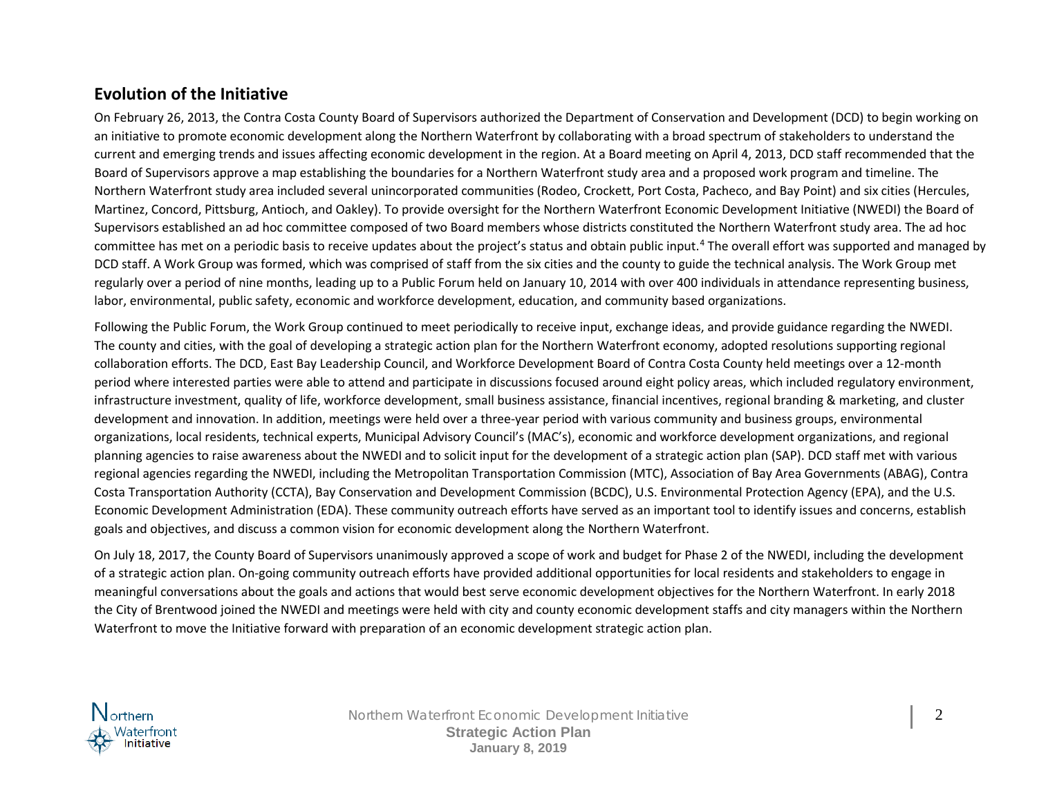## Evolution of the Initiative

On February 26, 2013, the Contra Costa County Board of Supervisors authorized the Department of Conservation and Development (DCD) to begin working on an initiative to promote economic development along the Northern Waterfront by collaborating with a broad spectrum of stakeholders to understand the current and emerging trends and issues affecting economic development in the region. At a Board meeting on April 4, 2013, DCD staff recommended that the Board of Supervisors approve a map establishing the boundaries for a Northern Waterfront study area and a proposed work program and timeline. The Northern Waterfront study area included several unincorporated communities (Rodeo, Crockett, Port Costa, Pacheco, and Bay Point) and six cities (Hercules, Martinez, Concord, Pittsburg, Antioch, and Oakley). To provide oversight for the Northern Waterfront Economic Development Initiative (NWEDI) the Board of Supervisors established an ad hoc committee composed of two Board members whose districts constituted the Northern Waterfront study area. The ad hoc committee has met on a periodic basis to receive updates about the project's status and obtain public input.[4] The overall effort was supported and managed by DCD staff. A Work Group was formed, which was comprised of staff from the six cities and the county to guide the technical analysis. The Work Group met regularly over a period of nine months, leading up to a Public Forum held on January 10, 2014 with over 400 individuals in attendance representing business, labor, environmental, public safety, economic and workforce development, education, and community based organizations.

Following the Public Forum, the Work Group continued to meet periodically to receive input, exchange ideas, and provide guidance regarding the NWEDI. The county and cities, with the goal of developing a strategic action plan for the Northern Waterfront economy, adopted resolutions supporting regional collaboration efforts. The DCD, East Bay Leadership Council, and Workforce Development Board of Contra Costa County held meetings over a 12-month period where interested parties were able to attend and participate in discussions focused around eight policy areas, which included regulatory environment, infrastructure investment, quality of life, workforce development, small business assistance, financial incentives, regional branding & marketing, and cluster development and innovation. In addition, meetings were held over a three-year period with various community and business groups, environmental organizations, local residents, technical experts, Municipal Advisory Council's (MAC's), economic and workforce development organizations, and regional planning agencies to raise awareness about the NWEDI and to solicit input for the development of a strategic action plan (SAP). DCD staff met with various regional agencies regarding the NWEDI, including the Metropolitan Transportation Commission (MTC), Association of Bay Area Governments (ABAG), Contra Costa Transportation Authority (CCTA), Bay Conservation and Development Commission (BCDC), U.S. Environmental Protection Agency (EPA), and the U.S. Economic Development Administration (EDA). These community outreach efforts have served as an important tool to identify issues and concerns, establish goals and objectives, and discuss a common vision for economic development along the Northern Waterfront.

On July 18, 2017, the County Board of Supervisors unanimously approved a scope of work and budget for Phase 2 of the NWEDI, including the development of a strategic action plan. On-going community outreach efforts have provided additional opportunities for local residents and stakeholders to engage in meaningful conversations about the goals and actions that would best serve economic development objectives for the Northern Waterfront. In early 2018 the City of Brentwood joined the NWEDI and meetings were held with city and county economic development staffs and city managers within the Northern Waterfront to move the Initiative forward with preparation of an economic development strategic action plan.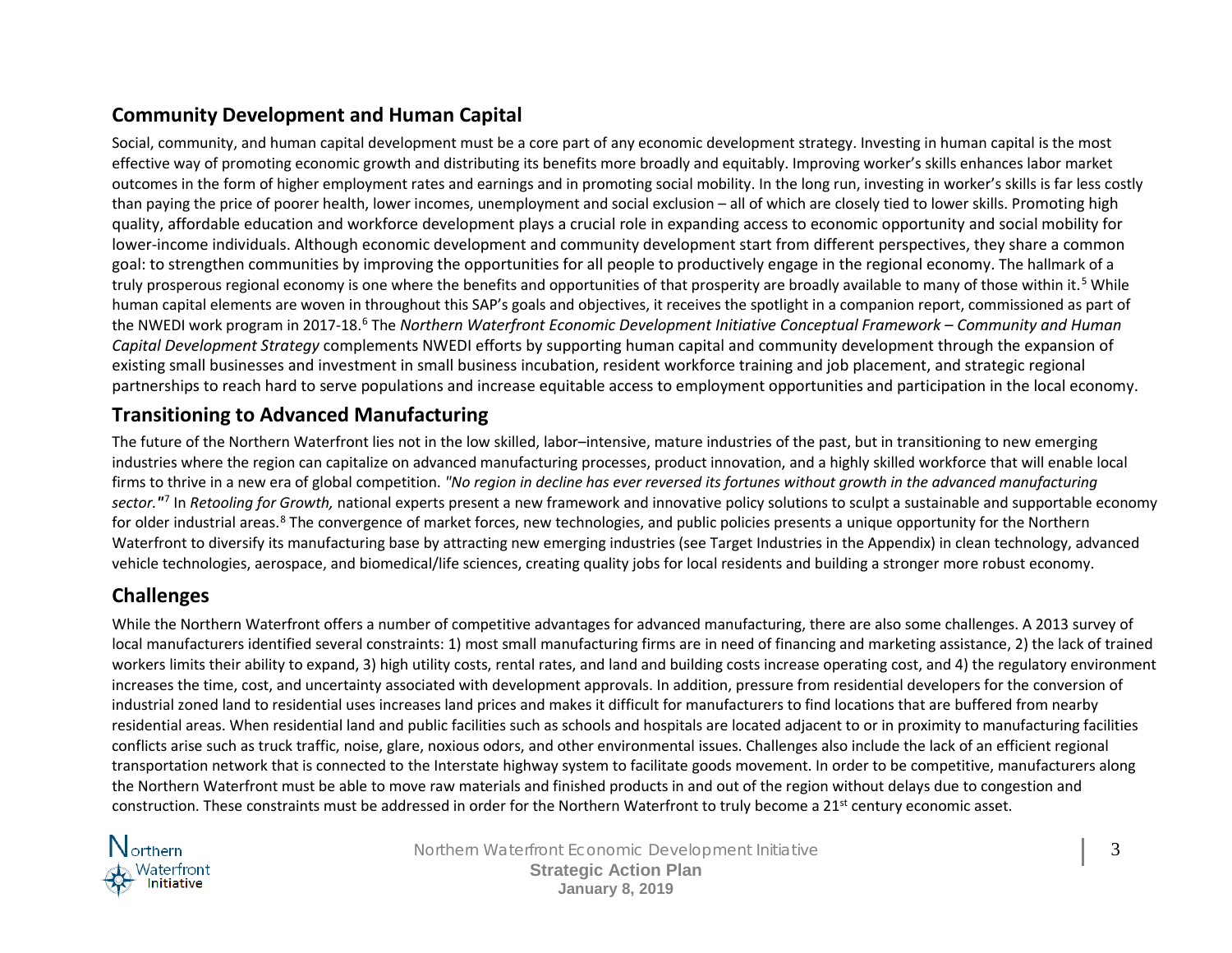## Community Development and Human Capital

Social, community, and human capital development must be a core part of any economic development strategy. Investing in human capital is the most effective way of promoting economic growth and distributing its benefits more broadly and equitably. Improving worker's skills enhances labor market outcomes in the form of higher employment rates and earnings and in promoting social mobility. In the long run, investing in worker's skills is far less costly than paying the price of poorer health, lower incomes, unemployment and social exclusion – all of which are closely tied to lower skills. Promoting high quality, affordable education and workforce development plays a crucial role in expanding access to economic opportunity and social mobility for lower-income individuals. Although economic development and community development start from different perspectives, they share a common goal: to strengthen communities by improving the opportunities for all people to productively engage in the regional economy. The hallmark of a truly prosperous regional economy is one where the benefits and opportunities of that prosperity are broadly available to many of those within it.[5] While human capital elements are woven in throughout this SAP's goals and objectives, it receives the spotlight in a companion report, commissioned as part of the NWEDI work program in 2017-18.[6] The *Northern Waterfront Economic Development Initiative Conceptual Framework – Community and Human Capital Development Strategy* complements NWEDI efforts by supporting human capital and community development through the expansion of existing small businesses and investment in small business incubation, resident workforce training and job placement, and strategic regional partnerships to reach hard to serve populations and increase equitable access to employment opportunities and participation in the local economy.

## Transitioning to Advanced Manufacturing

The future of the Northern Waterfront lies not in the low skilled, labor–intensive, mature industries of the past, but in transitioning to new emerging industries where the region can capitalize on advanced manufacturing processes, product innovation, and a highly skilled workforce that will enable local firms to thrive in a new era of global competition. *"No region in decline has ever reversed its fortunes without growth in the advanced manufacturing sector."*[7] In *Retooling for Growth,* national experts present a new framework and innovative policy solutions to sculpt a sustainable and supportable economy for older industrial areas.[8] The convergence of market forces, new technologies, and public policies presents a unique opportunity for the Northern Waterfront to diversify its manufacturing base by attracting new emerging industries (see Target Industries in the Appendix) in clean technology, advanced vehicle technologies, aerospace, and biomedical/life sciences, creating quality jobs for local residents and building a stronger more robust economy.

## Challenges

While the Northern Waterfront offers a number of competitive advantages for advanced manufacturing, there are also some challenges. A 2013 survey of local manufacturers identified several constraints: 1) most small manufacturing firms are in need of financing and marketing assistance, 2) the lack of trained workers limits their ability to expand, 3) high utility costs, rental rates, and land and building costs increase operating cost, and 4) the regulatory environment increases the time, cost, and uncertainty associated with development approvals. In addition, pressure from residential developers for the conversion of industrial zoned land to residential uses increases land prices and makes it difficult for manufacturers to find locations that are buffered from nearby residential areas. When residential land and public facilities such as schools and hospitals are located adjacent to or in proximity to manufacturing facilities conflicts arise such as truck traffic, noise, glare, noxious odors, and other environmental issues. Challenges also include the lack of an efficient regional transportation network that is connected to the Interstate highway system to facilitate goods movement. In order to be competitive, manufacturers along the Northern Waterfront must be able to move raw materials and finished products in and out of the region without delays due to congestion and construction. These constraints must be addressed in order for the Northern Waterfront to truly become a 21st century economic asset.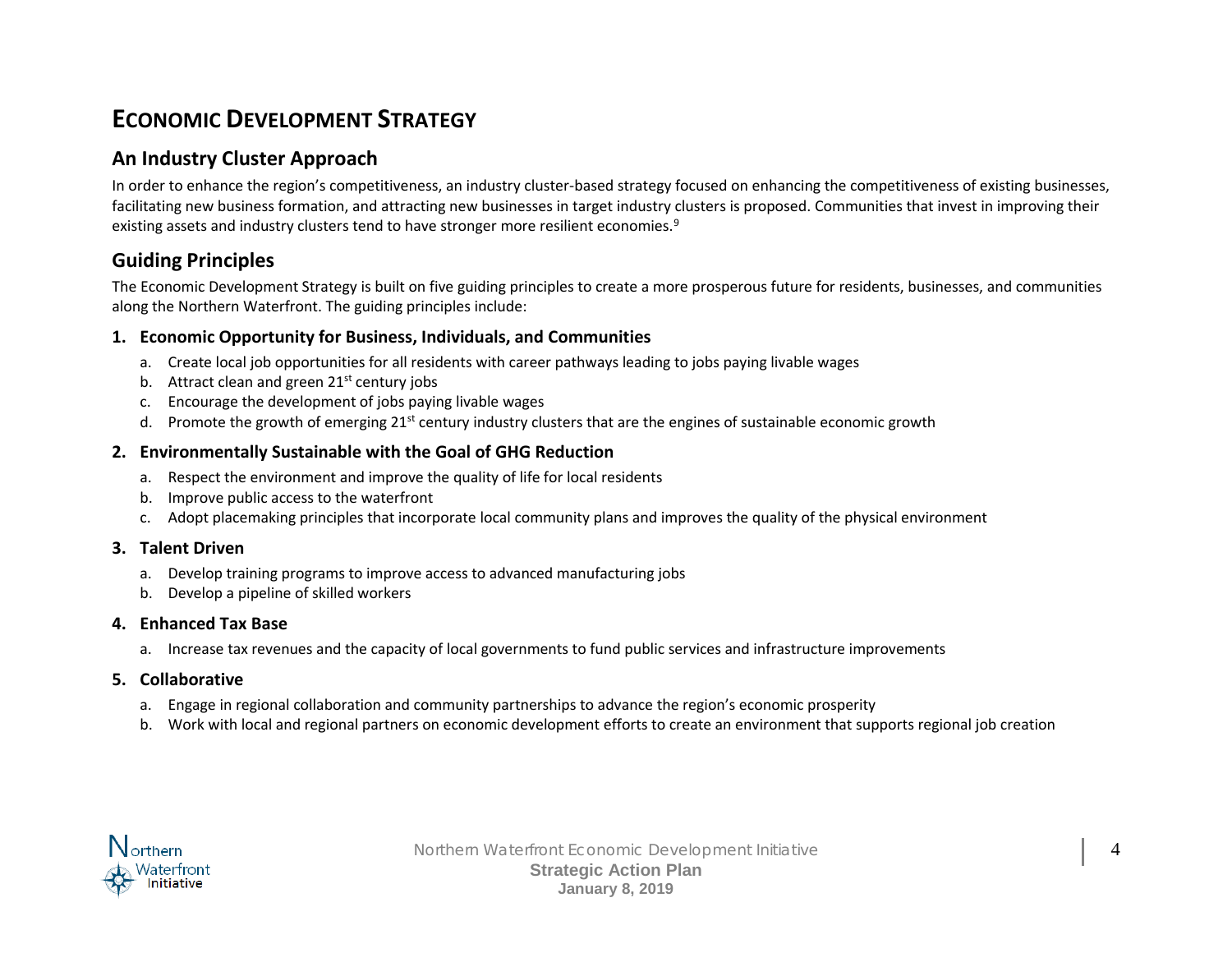# Economic Development Strategy

## An Industry Cluster Approach

In order to enhance the region's competitiveness, an industry cluster-based strategy focused on enhancing the competitiveness of existing businesses, facilitating new business formation, and attracting new businesses in target industry clusters is proposed. Communities that invest in improving their existing assets and industry clusters tend to have stronger more resilient economies.[9]

## Guiding Principles

The Economic Development Strategy is built on five guiding principles to create a more prosperous future for residents, businesses, and communities along the Northern Waterfront. The guiding principles include:

### 1. Economic Opportunity for Business, Individuals, and Communities

a. Create local job opportunities for all residents with career pathways leading to jobs paying livable wages
b. Attract clean and green 21st century jobs
c. Encourage the development of jobs paying livable wages
d. Promote the growth of emerging 21st century industry clusters that are the engines of sustainable economic growth

### 2. Environmentally Sustainable with the Goal of GHG Reduction

a. Respect the environment and improve the quality of life for local residents
b. Improve public access to the waterfront
c. Adopt placemaking principles that incorporate local community plans and improves the quality of the physical environment

### 3. Talent Driven

a. Develop training programs to improve access to advanced manufacturing jobs
b. Develop a pipeline of skilled workers

### 4. Enhanced Tax Base

a. Increase tax revenues and the capacity of local governments to fund public services and infrastructure improvements

### 5. Collaborative

a. Engage in regional collaboration and community partnerships to advance the region's economic prosperity
b. Work with local and regional partners on economic development efforts to create an environment that supports regional job creation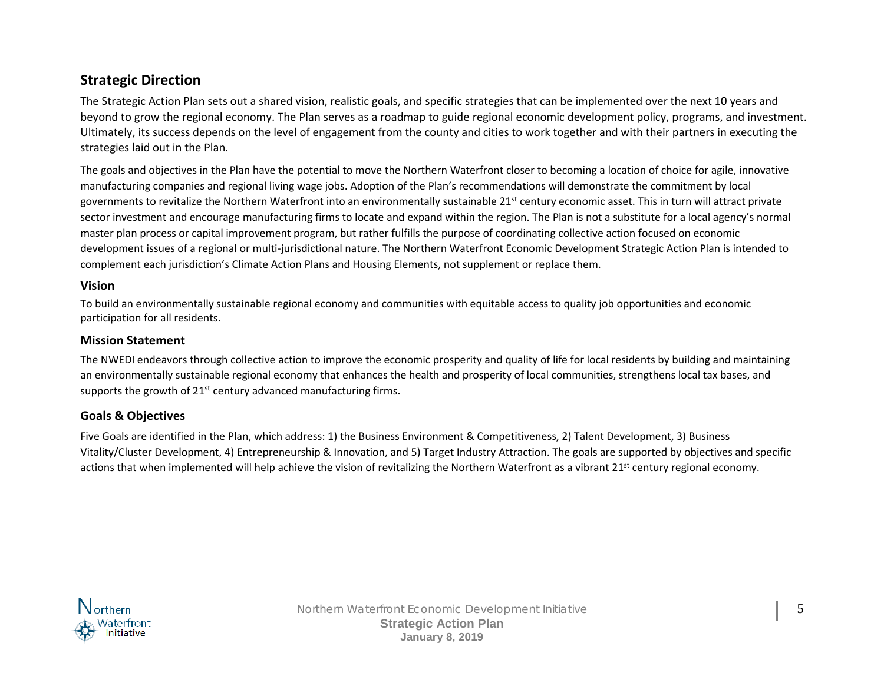## Strategic Direction

The Strategic Action Plan sets out a shared vision, realistic goals, and specific strategies that can be implemented over the next 10 years and beyond to grow the regional economy. The Plan serves as a roadmap to guide regional economic development policy, programs, and investment. Ultimately, its success depends on the level of engagement from the county and cities to work together and with their partners in executing the strategies laid out in the Plan.

The goals and objectives in the Plan have the potential to move the Northern Waterfront closer to becoming a location of choice for agile, innovative manufacturing companies and regional living wage jobs. Adoption of the Plan's recommendations will demonstrate the commitment by local governments to revitalize the Northern Waterfront into an environmentally sustainable 21st century economic asset. This in turn will attract private sector investment and encourage manufacturing firms to locate and expand within the region. The Plan is not a substitute for a local agency's normal master plan process or capital improvement program, but rather fulfills the purpose of coordinating collective action focused on economic development issues of a regional or multi-jurisdictional nature. The Northern Waterfront Economic Development Strategic Action Plan is intended to complement each jurisdiction's Climate Action Plans and Housing Elements, not supplement or replace them.

### Vision

To build an environmentally sustainable regional economy and communities with equitable access to quality job opportunities and economic participation for all residents.

### Mission Statement

The NWEDI endeavors through collective action to improve the economic prosperity and quality of life for local residents by building and maintaining an environmentally sustainable regional economy that enhances the health and prosperity of local communities, strengthens local tax bases, and supports the growth of 21st century advanced manufacturing firms.

### Goals & Objectives

Five Goals are identified in the Plan, which address: 1) the Business Environment & Competitiveness, 2) Talent Development, 3) Business Vitality/Cluster Development, 4) Entrepreneurship & Innovation, and 5) Target Industry Attraction. The goals are supported by objectives and specific actions that when implemented will help achieve the vision of revitalizing the Northern Waterfront as a vibrant 21st century regional economy.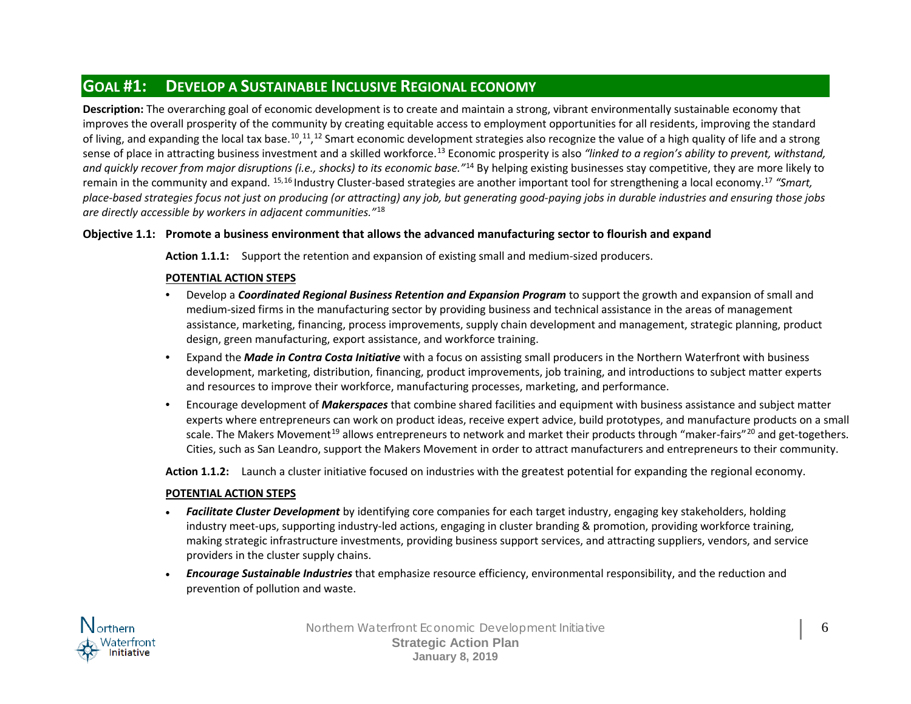## GOAL #1: DEVELOP A SUSTAINABLE INCLUSIVE REGIONAL ECONOMY

**Description:** The overarching goal of economic development is to create and maintain a strong, vibrant environmentally sustainable economy that improves the overall prosperity of the community by creating equitable access to employment opportunities for all residents, improving the standard of living, and expanding the local tax base.[10],[11],[12] Smart economic development strategies also recognize the value of a high quality of life and a strong sense of place in attracting business investment and a skilled workforce.[13] Economic prosperity is also *"linked to a region's ability to prevent, withstand, and quickly recover from major disruptions (i.e., shocks) to its economic base."*[14] By helping existing businesses stay competitive, they are more likely to remain in the community and expand. [15,16] Industry Cluster-based strategies are another important tool for strengthening a local economy.[17] *"Smart, place-based strategies focus not just on producing (or attracting) any job, but generating good-paying jobs in durable industries and ensuring those jobs are directly accessible by workers in adjacent communities."*[18]

### Objective 1.1: Promote a business environment that allows the advanced manufacturing sector to flourish and expand

**Action 1.1.1:** Support the retention and expansion of existing small and medium-sized producers.

**POTENTIAL ACTION STEPS**

- Develop a ***Coordinated Regional Business Retention and Expansion Program*** to support the growth and expansion of small and medium-sized firms in the manufacturing sector by providing business and technical assistance in the areas of management assistance, marketing, financing, process improvements, supply chain development and management, strategic planning, product design, green manufacturing, export assistance, and workforce training.
- Expand the ***Made in Contra Costa Initiative*** with a focus on assisting small producers in the Northern Waterfront with business development, marketing, distribution, financing, product improvements, job training, and introductions to subject matter experts and resources to improve their workforce, manufacturing processes, marketing, and performance.
- Encourage development of ***Makerspaces*** that combine shared facilities and equipment with business assistance and subject matter experts where entrepreneurs can work on product ideas, receive expert advice, build prototypes, and manufacture products on a small scale. The Makers Movement[19] allows entrepreneurs to network and market their products through "maker-fairs"[20] and get-togethers. Cities, such as San Leandro, support the Makers Movement in order to attract manufacturers and entrepreneurs to their community.

**Action 1.1.2:** Launch a cluster initiative focused on industries with the greatest potential for expanding the regional economy.

**POTENTIAL ACTION STEPS**

- ***Facilitate Cluster Development*** by identifying core companies for each target industry, engaging key stakeholders, holding industry meet-ups, supporting industry-led actions, engaging in cluster branding & promotion, providing workforce training, making strategic infrastructure investments, providing business support services, and attracting suppliers, vendors, and service providers in the cluster supply chains.
- ***Encourage Sustainable Industries*** that emphasize resource efficiency, environmental responsibility, and the reduction and prevention of pollution and waste.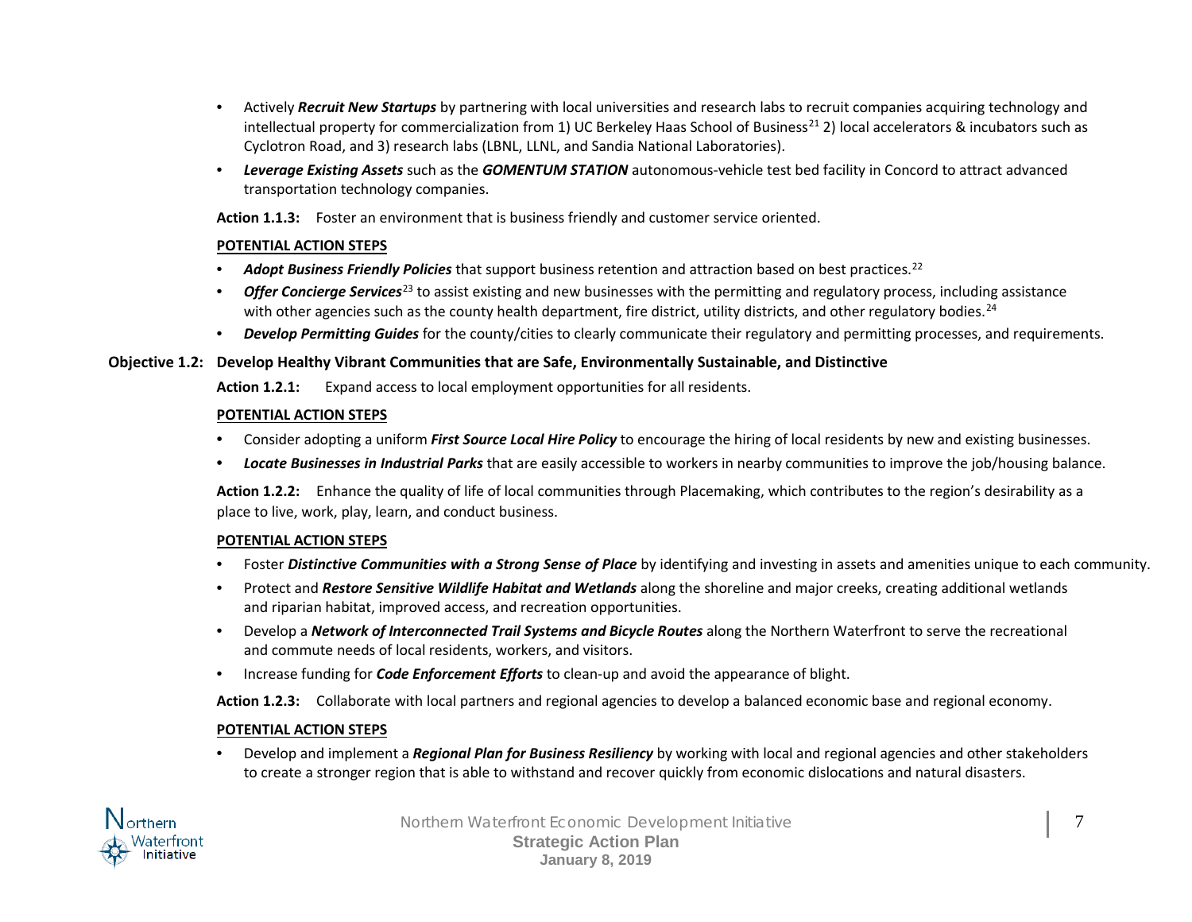- Actively ***Recruit New Startups*** by partnering with local universities and research labs to recruit companies acquiring technology and intellectual property for commercialization from 1) UC Berkeley Haas School of Business[21] 2) local accelerators & incubators such as Cyclotron Road, and 3) research labs (LBNL, LLNL, and Sandia National Laboratories).
- ***Leverage Existing Assets*** such as the ***GOMENTUM STATION*** autonomous-vehicle test bed facility in Concord to attract advanced transportation technology companies.

**Action 1.1.3:** Foster an environment that is business friendly and customer service oriented.

**POTENTIAL ACTION STEPS**

- ***Adopt Business Friendly Policies*** that support business retention and attraction based on best practices.[22]
- ***Offer Concierge Services***[23] to assist existing and new businesses with the permitting and regulatory process, including assistance with other agencies such as the county health department, fire district, utility districts, and other regulatory bodies.[24]
- ***Develop Permitting Guides*** for the county/cities to clearly communicate their regulatory and permitting processes, and requirements.

## Objective 1.2: Develop Healthy Vibrant Communities that are Safe, Environmentally Sustainable, and Distinctive

**Action 1.2.1:** Expand access to local employment opportunities for all residents.

**POTENTIAL ACTION STEPS**

- Consider adopting a uniform ***First Source Local Hire Policy*** to encourage the hiring of local residents by new and existing businesses.
- ***Locate Businesses in Industrial Parks*** that are easily accessible to workers in nearby communities to improve the job/housing balance.

**Action 1.2.2:** Enhance the quality of life of local communities through Placemaking, which contributes to the region's desirability as a place to live, work, play, learn, and conduct business.

**POTENTIAL ACTION STEPS**

- Foster ***Distinctive Communities with a Strong Sense of Place*** by identifying and investing in assets and amenities unique to each community.
- Protect and ***Restore Sensitive Wildlife Habitat and Wetlands*** along the shoreline and major creeks, creating additional wetlands and riparian habitat, improved access, and recreation opportunities.
- Develop a ***Network of Interconnected Trail Systems and Bicycle Routes*** along the Northern Waterfront to serve the recreational and commute needs of local residents, workers, and visitors.
- Increase funding for ***Code Enforcement Efforts*** to clean-up and avoid the appearance of blight.

**Action 1.2.3:** Collaborate with local partners and regional agencies to develop a balanced economic base and regional economy.

**POTENTIAL ACTION STEPS**

- Develop and implement a ***Regional Plan for Business Resiliency*** by working with local and regional agencies and other stakeholders to create a stronger region that is able to withstand and recover quickly from economic dislocations and natural disasters.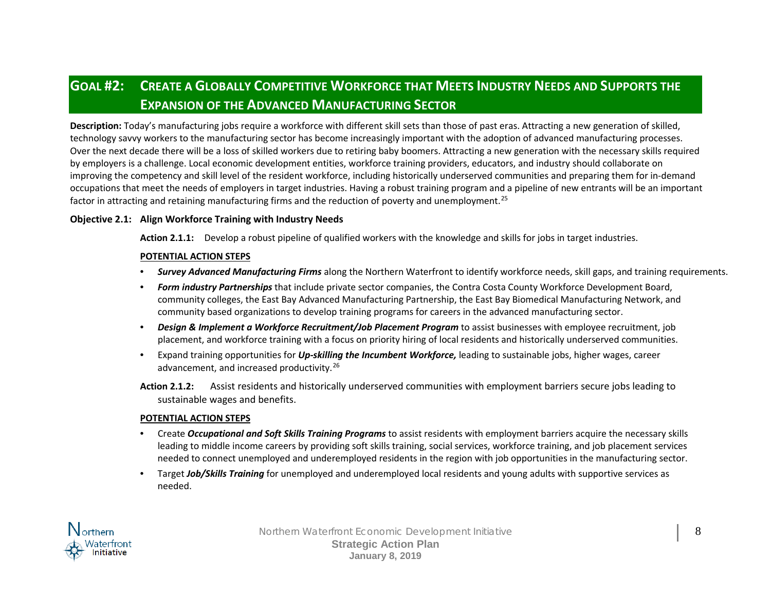## GOAL #2: CREATE A GLOBALLY COMPETITIVE WORKFORCE THAT MEETS INDUSTRY NEEDS AND SUPPORTS THE EXPANSION OF THE ADVANCED MANUFACTURING SECTOR

**Description:** Today's manufacturing jobs require a workforce with different skill sets than those of past eras. Attracting a new generation of skilled, technology savvy workers to the manufacturing sector has become increasingly important with the adoption of advanced manufacturing processes. Over the next decade there will be a loss of skilled workers due to retiring baby boomers. Attracting a new generation with the necessary skills required by employers is a challenge. Local economic development entities, workforce training providers, educators, and industry should collaborate on improving the competency and skill level of the resident workforce, including historically underserved communities and preparing them for in-demand occupations that meet the needs of employers in target industries. Having a robust training program and a pipeline of new entrants will be an important factor in attracting and retaining manufacturing firms and the reduction of poverty and unemployment.[25]

### Objective 2.1: Align Workforce Training with Industry Needs

**Action 2.1.1:** Develop a robust pipeline of qualified workers with the knowledge and skills for jobs in target industries.

**POTENTIAL ACTION STEPS**

- ***Survey Advanced Manufacturing Firms*** along the Northern Waterfront to identify workforce needs, skill gaps, and training requirements.
- ***Form industry Partnerships*** that include private sector companies, the Contra Costa County Workforce Development Board, community colleges, the East Bay Advanced Manufacturing Partnership, the East Bay Biomedical Manufacturing Network, and community based organizations to develop training programs for careers in the advanced manufacturing sector.
- ***Design & Implement a Workforce Recruitment/Job Placement Program*** to assist businesses with employee recruitment, job placement, and workforce training with a focus on priority hiring of local residents and historically underserved communities.
- Expand training opportunities for ***Up-skilling the Incumbent Workforce,*** leading to sustainable jobs, higher wages, career advancement, and increased productivity.[26]

**Action 2.1.2:** Assist residents and historically underserved communities with employment barriers secure jobs leading to sustainable wages and benefits.

**POTENTIAL ACTION STEPS**

- Create ***Occupational and Soft Skills Training Programs*** to assist residents with employment barriers acquire the necessary skills leading to middle income careers by providing soft skills training, social services, workforce training, and job placement services needed to connect unemployed and underemployed residents in the region with job opportunities in the manufacturing sector.
- Target ***Job/Skills Training*** for unemployed and underemployed local residents and young adults with supportive services as needed.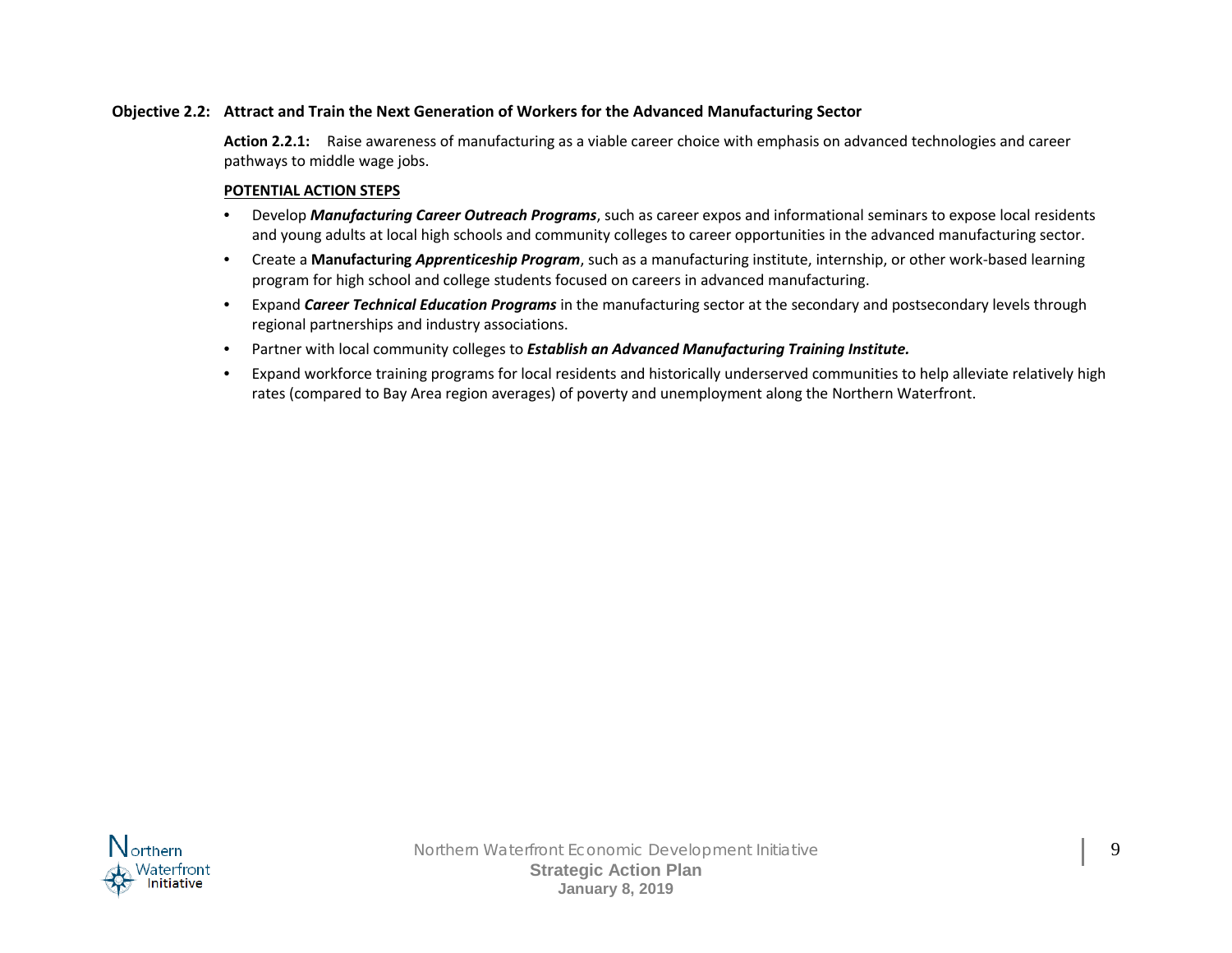### Objective 2.2: Attract and Train the Next Generation of Workers for the Advanced Manufacturing Sector

**Action 2.2.1:** Raise awareness of manufacturing as a viable career choice with emphasis on advanced technologies and career pathways to middle wage jobs.

**POTENTIAL ACTION STEPS**

- Develop ***Manufacturing Career Outreach Programs***, such as career expos and informational seminars to expose local residents and young adults at local high schools and community colleges to career opportunities in the advanced manufacturing sector.
- Create a **Manufacturing *Apprenticeship Program***, such as a manufacturing institute, internship, or other work-based learning program for high school and college students focused on careers in advanced manufacturing.
- Expand ***Career Technical Education Programs*** in the manufacturing sector at the secondary and postsecondary levels through regional partnerships and industry associations.
- Partner with local community colleges to ***Establish an Advanced Manufacturing Training Institute.***
- Expand workforce training programs for local residents and historically underserved communities to help alleviate relatively high rates (compared to Bay Area region averages) of poverty and unemployment along the Northern Waterfront.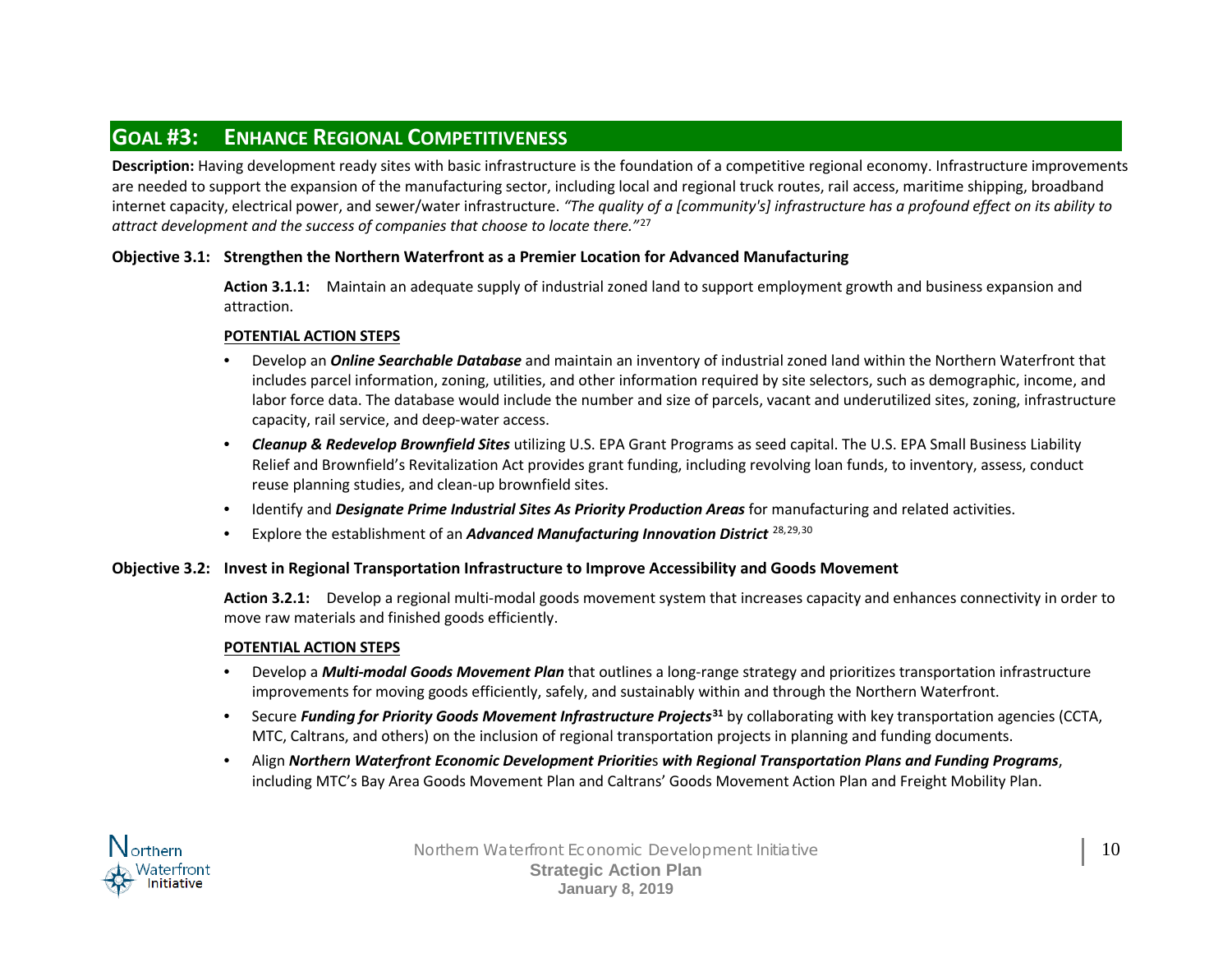## GOAL #3: ENHANCE REGIONAL COMPETITIVENESS

**Description:** Having development ready sites with basic infrastructure is the foundation of a competitive regional economy. Infrastructure improvements are needed to support the expansion of the manufacturing sector, including local and regional truck routes, rail access, maritime shipping, broadband internet capacity, electrical power, and sewer/water infrastructure. *"The quality of a [community's] infrastructure has a profound effect on its ability to attract development and the success of companies that choose to locate there."*[27]

### Objective 3.1: Strengthen the Northern Waterfront as a Premier Location for Advanced Manufacturing

**Action 3.1.1:** Maintain an adequate supply of industrial zoned land to support employment growth and business expansion and attraction.

**POTENTIAL ACTION STEPS**

- Develop an ***Online Searchable Database*** and maintain an inventory of industrial zoned land within the Northern Waterfront that includes parcel information, zoning, utilities, and other information required by site selectors, such as demographic, income, and labor force data. The database would include the number and size of parcels, vacant and underutilized sites, zoning, infrastructure capacity, rail service, and deep-water access.
- ***Cleanup & Redevelop Brownfield Sites*** utilizing U.S. EPA Grant Programs as seed capital. The U.S. EPA Small Business Liability Relief and Brownfield's Revitalization Act provides grant funding, including revolving loan funds, to inventory, assess, conduct reuse planning studies, and clean-up brownfield sites.
- Identify and ***Designate Prime Industrial Sites As Priority Production Areas*** for manufacturing and related activities.
- Explore the establishment of an ***Advanced Manufacturing Innovation District*** [28,29,30]

### Objective 3.2: Invest in Regional Transportation Infrastructure to Improve Accessibility and Goods Movement

**Action 3.2.1:** Develop a regional multi-modal goods movement system that increases capacity and enhances connectivity in order to move raw materials and finished goods efficiently.

**POTENTIAL ACTION STEPS**

- Develop a ***Multi-modal Goods Movement Plan*** that outlines a long-range strategy and prioritizes transportation infrastructure improvements for moving goods efficiently, safely, and sustainably within and through the Northern Waterfront.
- Secure ***Funding for Priority Goods Movement Infrastructure Projects***[31] by collaborating with key transportation agencies (CCTA, MTC, Caltrans, and others) on the inclusion of regional transportation projects in planning and funding documents.
- Align ***Northern Waterfront Economic Development Priorities with Regional Transportation Plans and Funding Programs***, including MTC's Bay Area Goods Movement Plan and Caltrans' Goods Movement Action Plan and Freight Mobility Plan.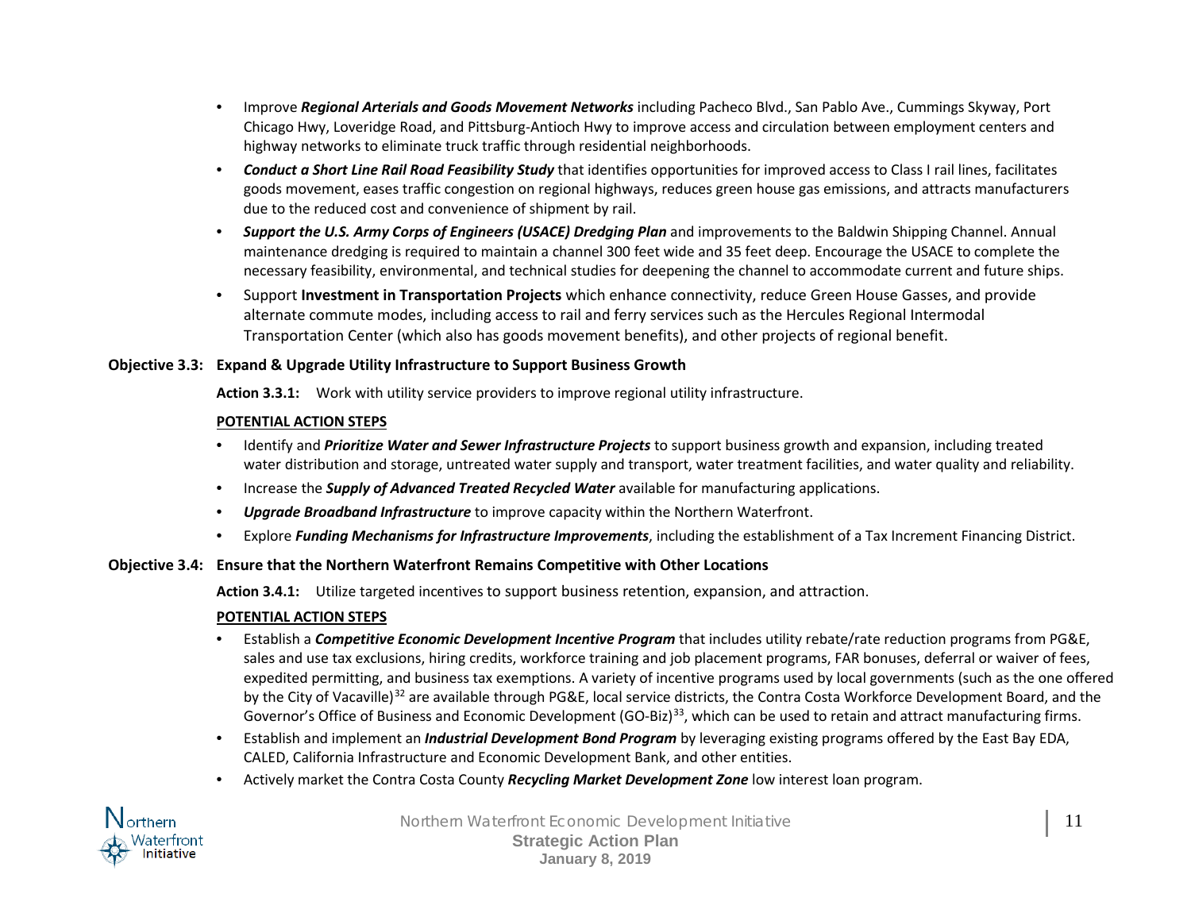- Improve ***Regional Arterials and Goods Movement Networks*** including Pacheco Blvd., San Pablo Ave., Cummings Skyway, Port Chicago Hwy, Loveridge Road, and Pittsburg-Antioch Hwy to improve access and circulation between employment centers and highway networks to eliminate truck traffic through residential neighborhoods.
- ***Conduct a Short Line Rail Road Feasibility Study*** that identifies opportunities for improved access to Class I rail lines, facilitates goods movement, eases traffic congestion on regional highways, reduces green house gas emissions, and attracts manufacturers due to the reduced cost and convenience of shipment by rail.
- ***Support the U.S. Army Corps of Engineers (USACE) Dredging Plan*** and improvements to the Baldwin Shipping Channel. Annual maintenance dredging is required to maintain a channel 300 feet wide and 35 feet deep. Encourage the USACE to complete the necessary feasibility, environmental, and technical studies for deepening the channel to accommodate current and future ships.
- Support **Investment in Transportation Projects** which enhance connectivity, reduce Green House Gasses, and provide alternate commute modes, including access to rail and ferry services such as the Hercules Regional Intermodal Transportation Center (which also has goods movement benefits), and other projects of regional benefit.

**Objective 3.3: Expand & Upgrade Utility Infrastructure to Support Business Growth**

**Action 3.3.1:** Work with utility service providers to improve regional utility infrastructure.

**POTENTIAL ACTION STEPS**

- Identify and ***Prioritize Water and Sewer Infrastructure Projects*** to support business growth and expansion, including treated water distribution and storage, untreated water supply and transport, water treatment facilities, and water quality and reliability.
- Increase the ***Supply of Advanced Treated Recycled Water*** available for manufacturing applications.
- ***Upgrade Broadband Infrastructure*** to improve capacity within the Northern Waterfront.
- Explore ***Funding Mechanisms for Infrastructure Improvements***, including the establishment of a Tax Increment Financing District.

**Objective 3.4: Ensure that the Northern Waterfront Remains Competitive with Other Locations**

**Action 3.4.1:** Utilize targeted incentives to support business retention, expansion, and attraction.

**POTENTIAL ACTION STEPS**

- Establish a ***Competitive Economic Development Incentive Program*** that includes utility rebate/rate reduction programs from PG&E, sales and use tax exclusions, hiring credits, workforce training and job placement programs, FAR bonuses, deferral or waiver of fees, expedited permitting, and business tax exemptions. A variety of incentive programs used by local governments (such as the one offered by the City of Vacaville)[32] are available through PG&E, local service districts, the Contra Costa Workforce Development Board, and the Governor's Office of Business and Economic Development (GO-Biz)[33], which can be used to retain and attract manufacturing firms.
- Establish and implement an ***Industrial Development Bond Program*** by leveraging existing programs offered by the East Bay EDA, CALED, California Infrastructure and Economic Development Bank, and other entities.
- Actively market the Contra Costa County ***Recycling Market Development Zone*** low interest loan program.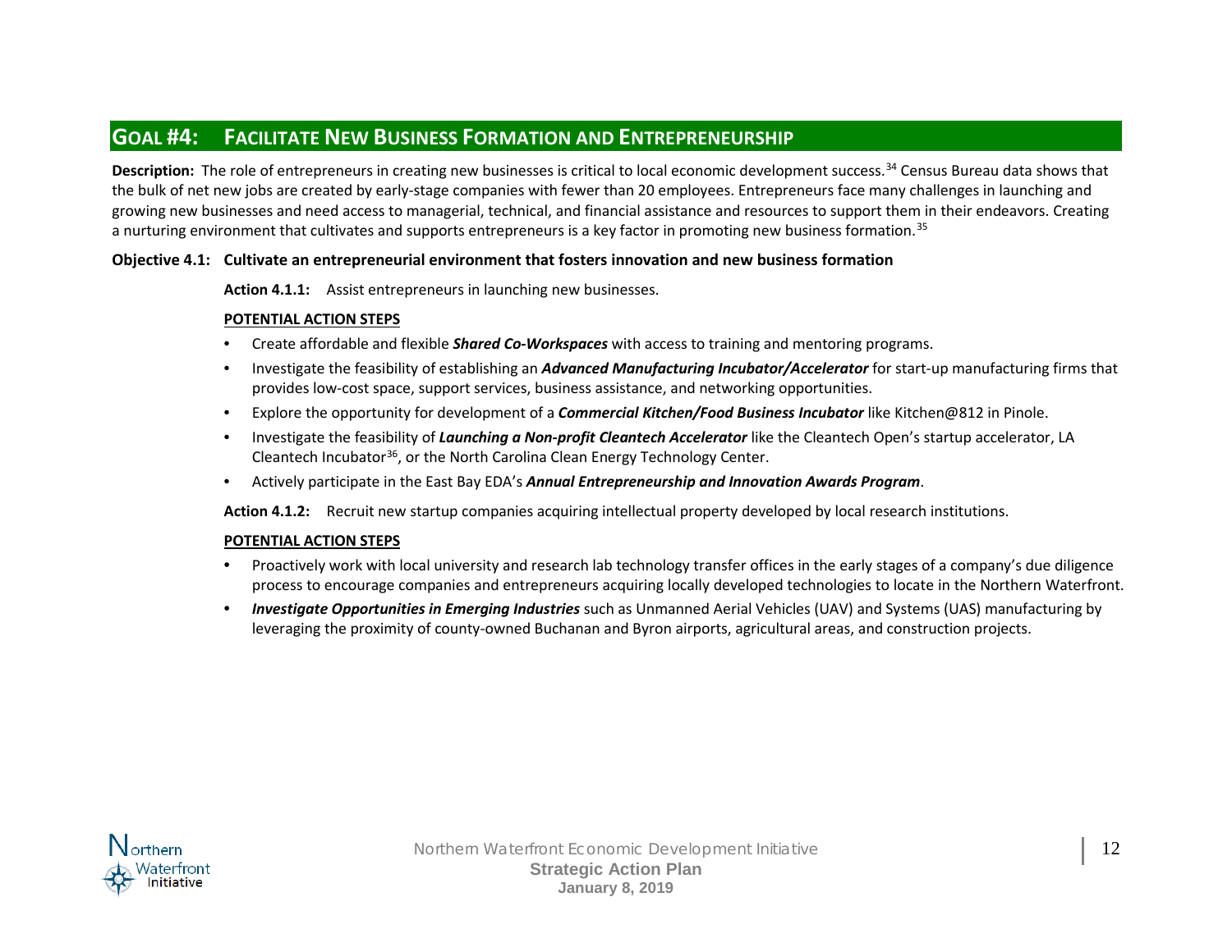## GOAL #4: FACILITATE NEW BUSINESS FORMATION AND ENTREPRENEURSHIP

**Description:** The role of entrepreneurs in creating new businesses is critical to local economic development success.[34] Census Bureau data shows that the bulk of net new jobs are created by early-stage companies with fewer than 20 employees. Entrepreneurs face many challenges in launching and growing new businesses and need access to managerial, technical, and financial assistance and resources to support them in their endeavors. Creating a nurturing environment that cultivates and supports entrepreneurs is a key factor in promoting new business formation.[35]

**Objective 4.1: Cultivate an entrepreneurial environment that fosters innovation and new business formation**

**Action 4.1.1:** Assist entrepreneurs in launching new businesses.

**POTENTIAL ACTION STEPS**

- Create affordable and flexible ***Shared Co-Workspaces*** with access to training and mentoring programs.
- Investigate the feasibility of establishing an ***Advanced Manufacturing Incubator/Accelerator*** for start-up manufacturing firms that provides low-cost space, support services, business assistance, and networking opportunities.
- Explore the opportunity for development of a ***Commercial Kitchen/Food Business Incubator*** like Kitchen@812 in Pinole.
- Investigate the feasibility of ***Launching a Non-profit Cleantech Accelerator*** like the Cleantech Open's startup accelerator, LA Cleantech Incubator[36], or the North Carolina Clean Energy Technology Center.
- Actively participate in the East Bay EDA's ***Annual Entrepreneurship and Innovation Awards Program***.

**Action 4.1.2:** Recruit new startup companies acquiring intellectual property developed by local research institutions.

**POTENTIAL ACTION STEPS**

- Proactively work with local university and research lab technology transfer offices in the early stages of a company's due diligence process to encourage companies and entrepreneurs acquiring locally developed technologies to locate in the Northern Waterfront.
- ***Investigate Opportunities in Emerging Industries*** such as Unmanned Aerial Vehicles (UAV) and Systems (UAS) manufacturing by leveraging the proximity of county-owned Buchanan and Byron airports, agricultural areas, and construction projects.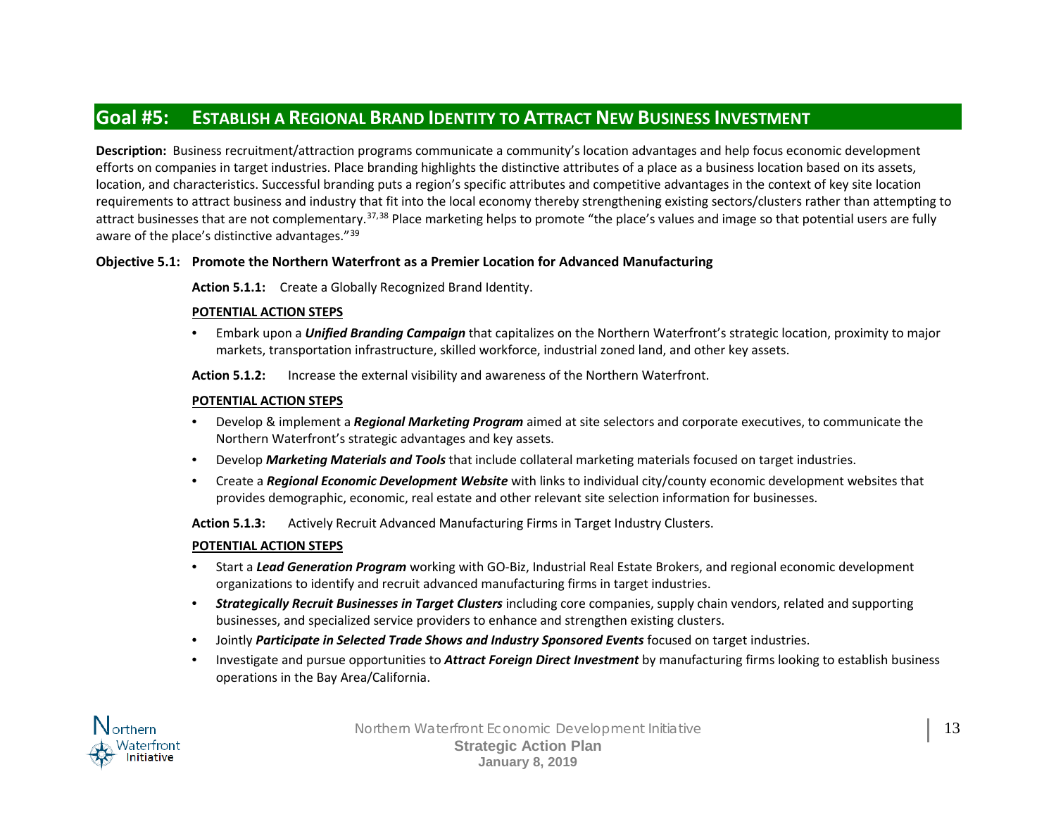## Goal #5: Establish a Regional Brand Identity to Attract New Business Investment

**Description:** Business recruitment/attraction programs communicate a community's location advantages and help focus economic development efforts on companies in target industries. Place branding highlights the distinctive attributes of a place as a business location based on its assets, location, and characteristics. Successful branding puts a region's specific attributes and competitive advantages in the context of key site location requirements to attract business and industry that fit into the local economy thereby strengthening existing sectors/clusters rather than attempting to attract businesses that are not complementary.[37,38] Place marketing helps to promote "the place's values and image so that potential users are fully aware of the place's distinctive advantages."[39]

### Objective 5.1: Promote the Northern Waterfront as a Premier Location for Advanced Manufacturing

**Action 5.1.1:** Create a Globally Recognized Brand Identity.

**POTENTIAL ACTION STEPS**

- Embark upon a ***Unified Branding Campaign*** that capitalizes on the Northern Waterfront's strategic location, proximity to major markets, transportation infrastructure, skilled workforce, industrial zoned land, and other key assets.

**Action 5.1.2:** Increase the external visibility and awareness of the Northern Waterfront.

**POTENTIAL ACTION STEPS**

- Develop & implement a ***Regional Marketing Program*** aimed at site selectors and corporate executives, to communicate the Northern Waterfront's strategic advantages and key assets.
- Develop ***Marketing Materials and Tools*** that include collateral marketing materials focused on target industries.
- Create a ***Regional Economic Development Website*** with links to individual city/county economic development websites that provides demographic, economic, real estate and other relevant site selection information for businesses.

**Action 5.1.3:** Actively Recruit Advanced Manufacturing Firms in Target Industry Clusters.

**POTENTIAL ACTION STEPS**

- Start a ***Lead Generation Program*** working with GO-Biz, Industrial Real Estate Brokers, and regional economic development organizations to identify and recruit advanced manufacturing firms in target industries.
- ***Strategically Recruit Businesses in Target Clusters*** including core companies, supply chain vendors, related and supporting businesses, and specialized service providers to enhance and strengthen existing clusters.
- Jointly ***Participate in Selected Trade Shows and Industry Sponsored Events*** focused on target industries.
- Investigate and pursue opportunities to ***Attract Foreign Direct Investment*** by manufacturing firms looking to establish business operations in the Bay Area/California.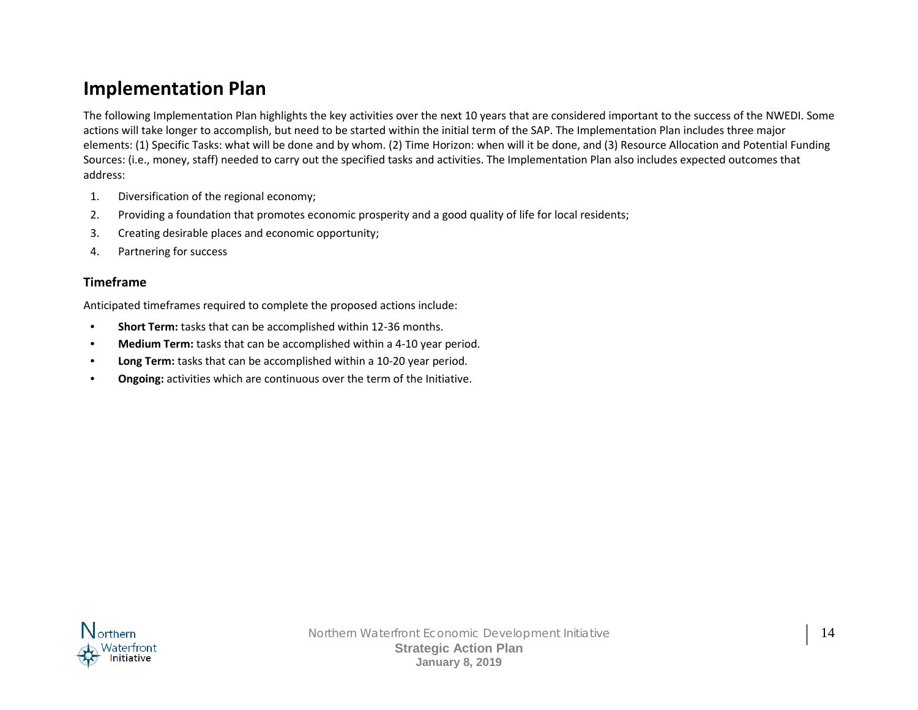# Implementation Plan

The following Implementation Plan highlights the key activities over the next 10 years that are considered important to the success of the NWEDI. Some actions will take longer to accomplish, but need to be started within the initial term of the SAP. The Implementation Plan includes three major elements: (1) Specific Tasks: what will be done and by whom. (2) Time Horizon: when will it be done, and (3) Resource Allocation and Potential Funding Sources: (i.e., money, staff) needed to carry out the specified tasks and activities. The Implementation Plan also includes expected outcomes that address:

1. Diversification of the regional economy;
2. Providing a foundation that promotes economic prosperity and a good quality of life for local residents;
3. Creating desirable places and economic opportunity;
4. Partnering for success

## Timeframe

Anticipated timeframes required to complete the proposed actions include:

- **Short Term:** tasks that can be accomplished within 12-36 months.
- **Medium Term:** tasks that can be accomplished within a 4-10 year period.
- **Long Term:** tasks that can be accomplished within a 10-20 year period.
- **Ongoing:** activities which are continuous over the term of the Initiative.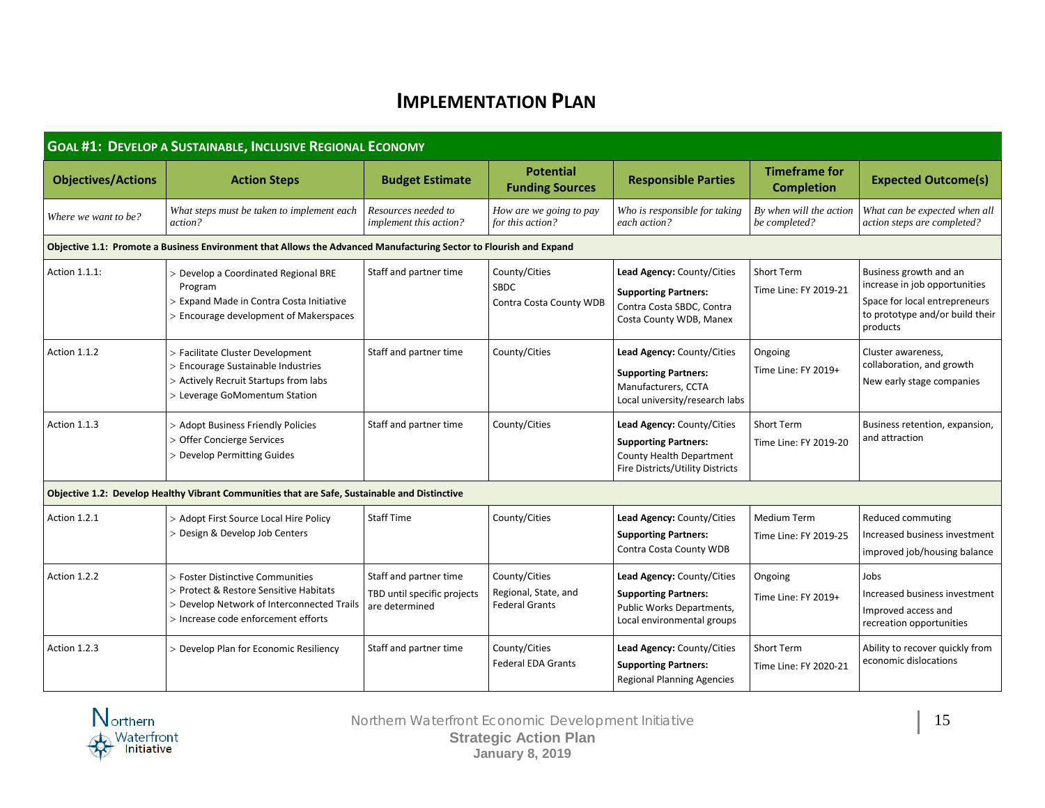# IMPLEMENTATION PLAN

## GOAL #1: DEVELOP A SUSTAINABLE, INCLUSIVE REGIONAL ECONOMY

| Objectives/Actions | Action Steps | Budget Estimate | Potential Funding Sources | Responsible Parties | Timeframe for Completion | Expected Outcome(s) |
|---|---|---|---|---|---|---|
| *Where we want to be?* | *What steps must be taken to implement each action?* | *Resources needed to implement this action?* | *How are we going to pay for this action?* | *Who is responsible for taking each action?* | *By when will the action be completed?* | *What can be expected when all action steps are completed?* |
| **Objective 1.1: Promote a Business Environment that Allows the Advanced Manufacturing Sector to Flourish and Expand** | | | | | | |
| Action 1.1.1: | > Develop a Coordinated Regional BRE Program<br>> Expand Made in Contra Costa Initiative<br>> Encourage development of Makerspaces | Staff and partner time | County/Cities<br>SBDC<br>Contra Costa County WDB | **Lead Agency:** County/Cities<br>**Supporting Partners:**<br>Contra Costa SBDC, Contra Costa County WDB, Manex | Short Term<br>Time Line: FY 2019-21 | Business growth and an increase in job opportunities<br>Space for local entrepreneurs to prototype and/or build their products |
| Action 1.1.2 | > Facilitate Cluster Development<br>> Encourage Sustainable Industries<br>> Actively Recruit Startups from labs<br>> Leverage GoMomentum Station | Staff and partner time | County/Cities | **Lead Agency:** County/Cities<br>**Supporting Partners:**<br>Manufacturers, CCTA<br>Local university/research labs | Ongoing<br>Time Line: FY 2019+ | Cluster awareness, collaboration, and growth<br>New early stage companies |
| Action 1.1.3 | > Adopt Business Friendly Policies<br>> Offer Concierge Services<br>> Develop Permitting Guides | Staff and partner time | County/Cities | **Lead Agency:** County/Cities<br>**Supporting Partners:**<br>County Health Department<br>Fire Districts/Utility Districts | Short Term<br>Time Line: FY 2019-20 | Business retention, expansion, and attraction |
| **Objective 1.2: Develop Healthy Vibrant Communities that are Safe, Sustainable and Distinctive** | | | | | | |
| Action 1.2.1 | > Adopt First Source Local Hire Policy<br>> Design & Develop Job Centers | Staff Time | County/Cities | **Lead Agency:** County/Cities<br>**Supporting Partners:**<br>Contra Costa County WDB | Medium Term<br>Time Line: FY 2019-25 | Reduced commuting<br>Increased business investment<br>improved job/housing balance |
| Action 1.2.2 | > Foster Distinctive Communities<br>> Protect & Restore Sensitive Habitats<br>> Develop Network of Interconnected Trails<br>> Increase code enforcement efforts | Staff and partner time<br>TBD until specific projects are determined | County/Cities<br>Regional, State, and Federal Grants | **Lead Agency:** County/Cities<br>**Supporting Partners:**<br>Public Works Departments, Local environmental groups | Ongoing<br>Time Line: FY 2019+ | Jobs<br>Increased business investment<br>Improved access and recreation opportunities |
| Action 1.2.3 | > Develop Plan for Economic Resiliency | Staff and partner time | County/Cities<br>Federal EDA Grants | **Lead Agency:** County/Cities<br>**Supporting Partners:**<br>Regional Planning Agencies | Short Term<br>Time Line: FY 2020-21 | Ability to recover quickly from economic dislocations |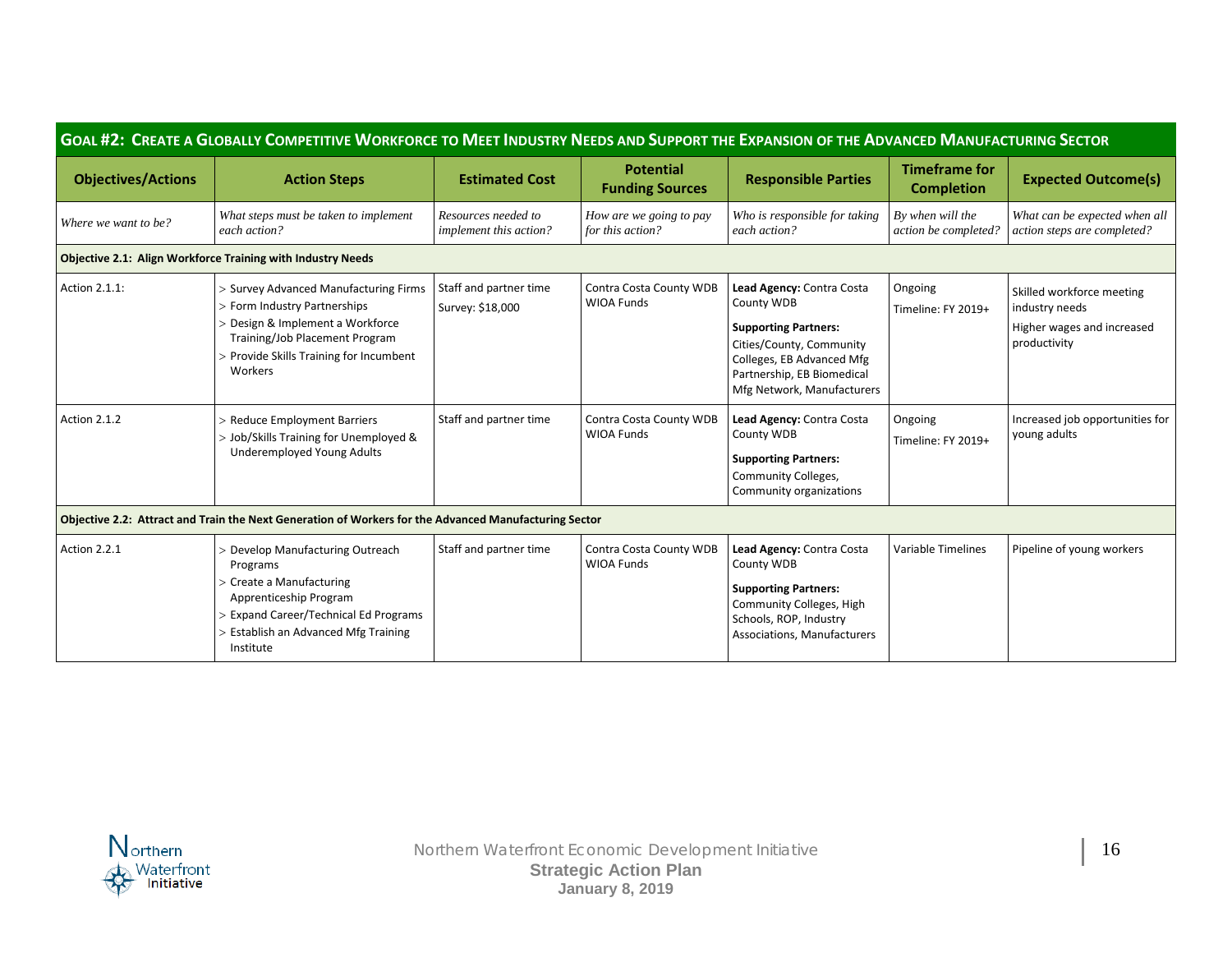## GOAL #2: CREATE A GLOBALLY COMPETITIVE WORKFORCE TO MEET INDUSTRY NEEDS AND SUPPORT THE EXPANSION OF THE ADVANCED MANUFACTURING SECTOR

| Objectives/Actions | Action Steps | Estimated Cost | Potential Funding Sources | Responsible Parties | Timeframe for Completion | Expected Outcome(s) |
|---|---|---|---|---|---|---|
| *Where we want to be?* | *What steps must be taken to implement each action?* | *Resources needed to implement this action?* | *How are we going to pay for this action?* | *Who is responsible for taking each action?* | *By when will the action be completed?* | *What can be expected when all action steps are completed?* |
| **Objective 2.1: Align Workforce Training with Industry Needs** | | | | | | |
| Action 2.1.1: | > Survey Advanced Manufacturing Firms<br>> Form Industry Partnerships<br>> Design & Implement a Workforce Training/Job Placement Program<br>> Provide Skills Training for Incumbent Workers | Staff and partner time<br>Survey: $18,000 | Contra Costa County WDB WIOA Funds | **Lead Agency:** Contra Costa County WDB<br>**Supporting Partners:** Cities/County, Community Colleges, EB Advanced Mfg Partnership, EB Biomedical Mfg Network, Manufacturers | Ongoing<br>Timeline: FY 2019+ | Skilled workforce meeting industry needs<br>Higher wages and increased productivity |
| Action 2.1.2 | > Reduce Employment Barriers<br>> Job/Skills Training for Unemployed & Underemployed Young Adults | Staff and partner time | Contra Costa County WDB WIOA Funds | **Lead Agency:** Contra Costa County WDB<br>**Supporting Partners:** Community Colleges, Community organizations | Ongoing<br>Timeline: FY 2019+ | Increased job opportunities for young adults |
| **Objective 2.2: Attract and Train the Next Generation of Workers for the Advanced Manufacturing Sector** | | | | | | |
| Action 2.2.1 | > Develop Manufacturing Outreach Programs<br>> Create a Manufacturing Apprenticeship Program<br>> Expand Career/Technical Ed Programs<br>> Establish an Advanced Mfg Training Institute | Staff and partner time | Contra Costa County WDB WIOA Funds | **Lead Agency:** Contra Costa County WDB<br>**Supporting Partners:** Community Colleges, High Schools, ROP, Industry Associations, Manufacturers | Variable Timelines | Pipeline of young workers |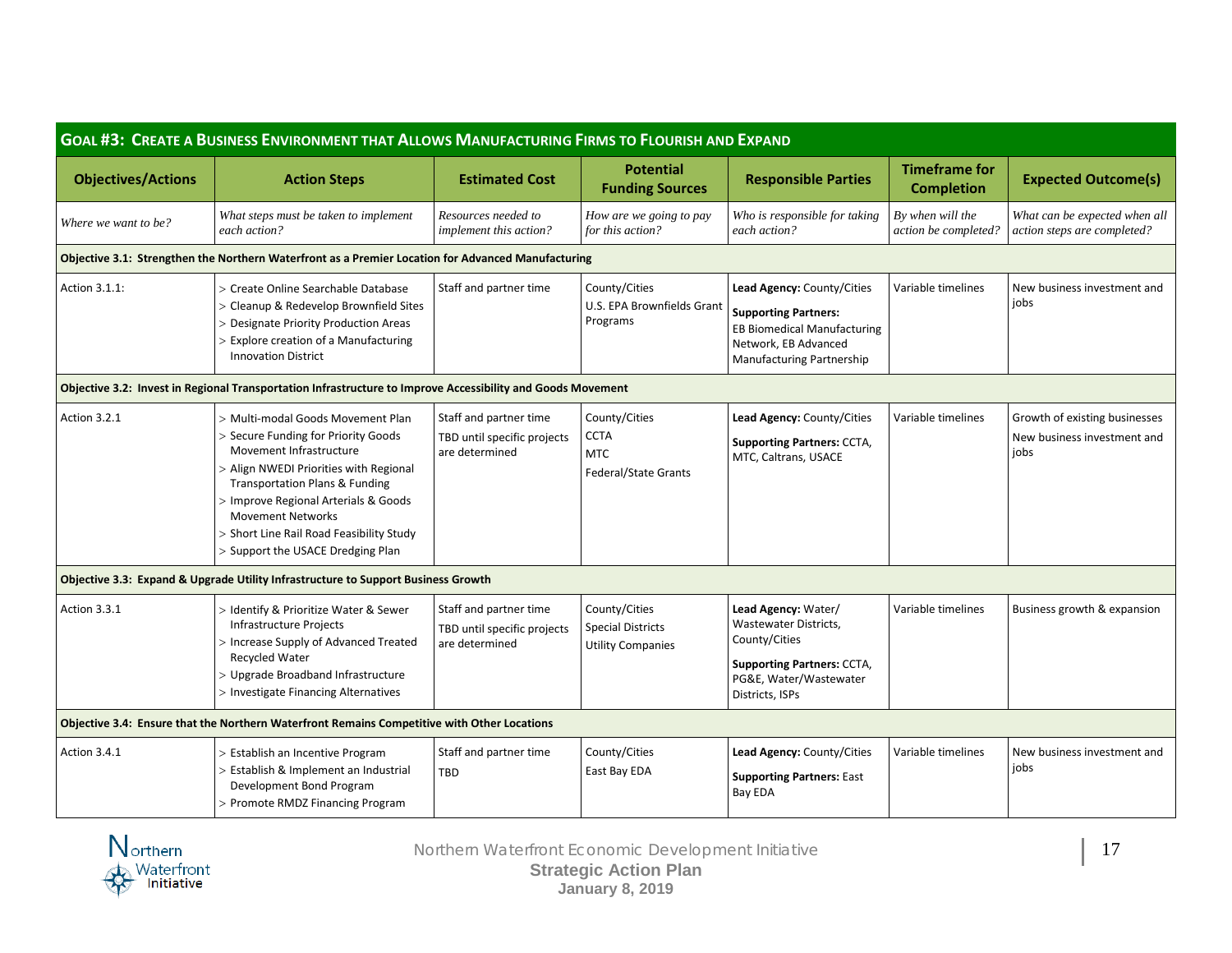## GOAL #3: CREATE A BUSINESS ENVIRONMENT THAT ALLOWS MANUFACTURING FIRMS TO FLOURISH AND EXPAND

| Objectives/Actions | Action Steps | Estimated Cost | Potential Funding Sources | Responsible Parties | Timeframe for Completion | Expected Outcome(s) |
|---|---|---|---|---|---|---|
| *Where we want to be?* | *What steps must be taken to implement each action?* | *Resources needed to implement this action?* | *How are we going to pay for this action?* | *Who is responsible for taking each action?* | *By when will the action be completed?* | *What can be expected when all action steps are completed?* |
| **Objective 3.1: Strengthen the Northern Waterfront as a Premier Location for Advanced Manufacturing** | | | | | | |
| Action 3.1.1: | > Create Online Searchable Database<br>> Cleanup & Redevelop Brownfield Sites<br>> Designate Priority Production Areas<br>> Explore creation of a Manufacturing Innovation District | Staff and partner time | County/Cities<br>U.S. EPA Brownfields Grant Programs | **Lead Agency:** County/Cities<br>**Supporting Partners:** EB Biomedical Manufacturing Network, EB Advanced Manufacturing Partnership | Variable timelines | New business investment and jobs |
| **Objective 3.2: Invest in Regional Transportation Infrastructure to Improve Accessibility and Goods Movement** | | | | | | |
| Action 3.2.1 | > Multi-modal Goods Movement Plan<br>> Secure Funding for Priority Goods Movement Infrastructure<br>> Align NWEDI Priorities with Regional Transportation Plans & Funding<br>> Improve Regional Arterials & Goods Movement Networks<br>> Short Line Rail Road Feasibility Study<br>> Support the USACE Dredging Plan | Staff and partner time<br>TBD until specific projects are determined | County/Cities<br>CCTA<br>MTC<br>Federal/State Grants | **Lead Agency:** County/Cities<br>**Supporting Partners:** CCTA, MTC, Caltrans, USACE | Variable timelines | Growth of existing businesses<br>New business investment and jobs |
| **Objective 3.3: Expand & Upgrade Utility Infrastructure to Support Business Growth** | | | | | | |
| Action 3.3.1 | > Identify & Prioritize Water & Sewer Infrastructure Projects<br>> Increase Supply of Advanced Treated Recycled Water<br>> Upgrade Broadband Infrastructure<br>> Investigate Financing Alternatives | Staff and partner time<br>TBD until specific projects are determined | County/Cities<br>Special Districts<br>Utility Companies | **Lead Agency:** Water/ Wastewater Districts, County/Cities<br>**Supporting Partners:** CCTA, PG&E, Water/Wastewater Districts, ISPs | Variable timelines | Business growth & expansion |
| **Objective 3.4: Ensure that the Northern Waterfront Remains Competitive with Other Locations** | | | | | | |
| Action 3.4.1 | > Establish an Incentive Program<br>> Establish & Implement an Industrial Development Bond Program<br>> Promote RMDZ Financing Program | Staff and partner time<br>TBD | County/Cities<br>East Bay EDA | **Lead Agency:** County/Cities<br>**Supporting Partners:** East Bay EDA | Variable timelines | New business investment and jobs |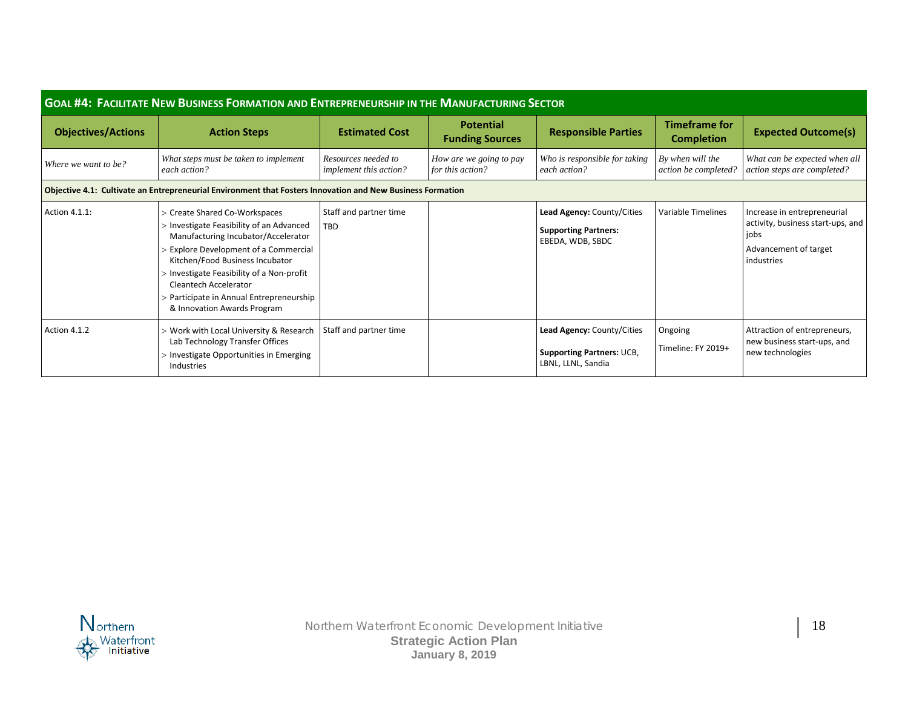| **GOAL #4: FACILITATE NEW BUSINESS FORMATION AND ENTREPRENEURSHIP IN THE MANUFACTURING SECTOR** | | | | | | |
|---|---|---|---|---|---|---|
| **Objectives/Actions** | **Action Steps** | **Estimated Cost** | **Potential Funding Sources** | **Responsible Parties** | **Timeframe for Completion** | **Expected Outcome(s)** |
| *Where we want to be?* | *What steps must be taken to implement each action?* | *Resources needed to implement this action?* | *How are we going to pay for this action?* | *Who is responsible for taking each action?* | *By when will the action be completed?* | *What can be expected when all action steps are completed?* |
| **Objective 4.1: Cultivate an Entrepreneurial Environment that Fosters Innovation and New Business Formation** | | | | | | |
| Action 4.1.1: | > Create Shared Co-Workspaces<br>> Investigate Feasibility of an Advanced Manufacturing Incubator/Accelerator<br>> Explore Development of a Commercial Kitchen/Food Business Incubator<br>> Investigate Feasibility of a Non-profit Cleantech Accelerator<br>> Participate in Annual Entrepreneurship & Innovation Awards Program | Staff and partner time<br>TBD | | **Lead Agency:** County/Cities<br>**Supporting Partners:** EBEDA, WDB, SBDC | Variable Timelines | Increase in entrepreneurial activity, business start-ups, and jobs<br>Advancement of target industries |
| Action 4.1.2 | > Work with Local University & Research Lab Technology Transfer Offices<br>> Investigate Opportunities in Emerging Industries | Staff and partner time | | **Lead Agency:** County/Cities<br>**Supporting Partners:** UCB, LBNL, LLNL, Sandia | Ongoing<br>Timeline: FY 2019+ | Attraction of entrepreneurs, new business start-ups, and new technologies |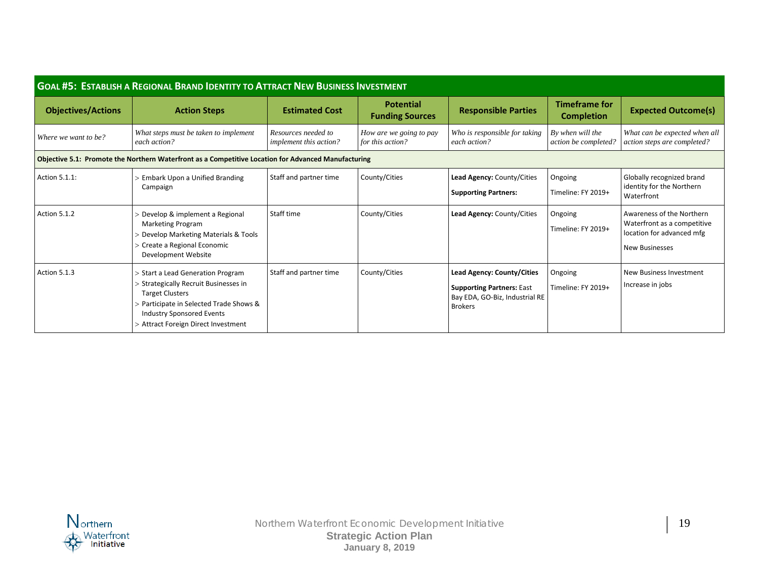| GOAL #5: ESTABLISH A REGIONAL BRAND IDENTITY TO ATTRACT NEW BUSINESS INVESTMENT | | | | | | |
|---|---|---|---|---|---|---|
| **Objectives/Actions** | **Action Steps** | **Estimated Cost** | **Potential Funding Sources** | **Responsible Parties** | **Timeframe for Completion** | **Expected Outcome(s)** |
| *Where we want to be?* | *What steps must be taken to implement each action?* | *Resources needed to implement this action?* | *How are we going to pay for this action?* | *Who is responsible for taking each action?* | *By when will the action be completed?* | *What can be expected when all action steps are completed?* |
| **Objective 5.1: Promote the Northern Waterfront as a Competitive Location for Advanced Manufacturing** | | | | | | |
| Action 5.1.1: | > Embark Upon a Unified Branding Campaign | Staff and partner time | County/Cities | **Lead Agency:** County/Cities<br>**Supporting Partners:** | Ongoing<br>Timeline: FY 2019+ | Globally recognized brand identity for the Northern Waterfront |
| Action 5.1.2 | > Develop & implement a Regional Marketing Program<br>> Develop Marketing Materials & Tools<br>> Create a Regional Economic Development Website | Staff time | County/Cities | **Lead Agency:** County/Cities | Ongoing<br>Timeline: FY 2019+ | Awareness of the Northern Waterfront as a competitive location for advanced mfg<br>New Businesses |
| Action 5.1.3 | > Start a Lead Generation Program<br>> Strategically Recruit Businesses in Target Clusters<br>> Participate in Selected Trade Shows & Industry Sponsored Events<br>> Attract Foreign Direct Investment | Staff and partner time | County/Cities | **Lead Agency: County/Cities**<br>**Supporting Partners:** East Bay EDA, GO-Biz, Industrial RE Brokers | Ongoing<br>Timeline: FY 2019+ | New Business Investment<br>Increase in jobs |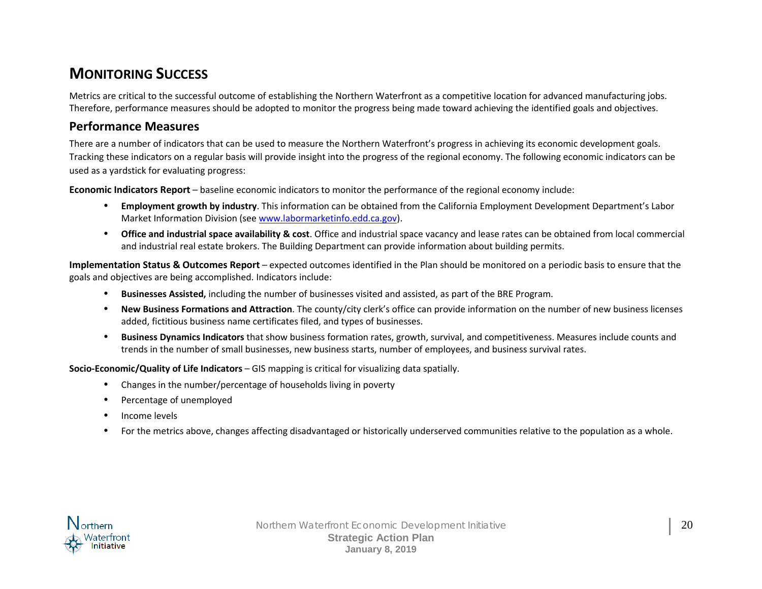# MONITORING SUCCESS

Metrics are critical to the successful outcome of establishing the Northern Waterfront as a competitive location for advanced manufacturing jobs. Therefore, performance measures should be adopted to monitor the progress being made toward achieving the identified goals and objectives.

## Performance Measures

There are a number of indicators that can be used to measure the Northern Waterfront's progress in achieving its economic development goals. Tracking these indicators on a regular basis will provide insight into the progress of the regional economy. The following economic indicators can be used as a yardstick for evaluating progress:

**Economic Indicators Report** – baseline economic indicators to monitor the performance of the regional economy include:

- **Employment growth by industry**. This information can be obtained from the California Employment Development Department's Labor Market Information Division (see [www.labormarketinfo.edd.ca.gov](http://www.labormarketinfo.edd.ca.gov)).
- **Office and industrial space availability & cost**. Office and industrial space vacancy and lease rates can be obtained from local commercial and industrial real estate brokers. The Building Department can provide information about building permits.

**Implementation Status & Outcomes Report** – expected outcomes identified in the Plan should be monitored on a periodic basis to ensure that the goals and objectives are being accomplished. Indicators include:

- **Businesses Assisted,** including the number of businesses visited and assisted, as part of the BRE Program.
- **New Business Formations and Attraction**. The county/city clerk's office can provide information on the number of new business licenses added, fictitious business name certificates filed, and types of businesses.
- **Business Dynamics Indicators** that show business formation rates, growth, survival, and competitiveness. Measures include counts and trends in the number of small businesses, new business starts, number of employees, and business survival rates.

**Socio-Economic/Quality of Life Indicators** – GIS mapping is critical for visualizing data spatially.

- Changes in the number/percentage of households living in poverty
- Percentage of unemployed
- Income levels
- For the metrics above, changes affecting disadvantaged or historically underserved communities relative to the population as a whole.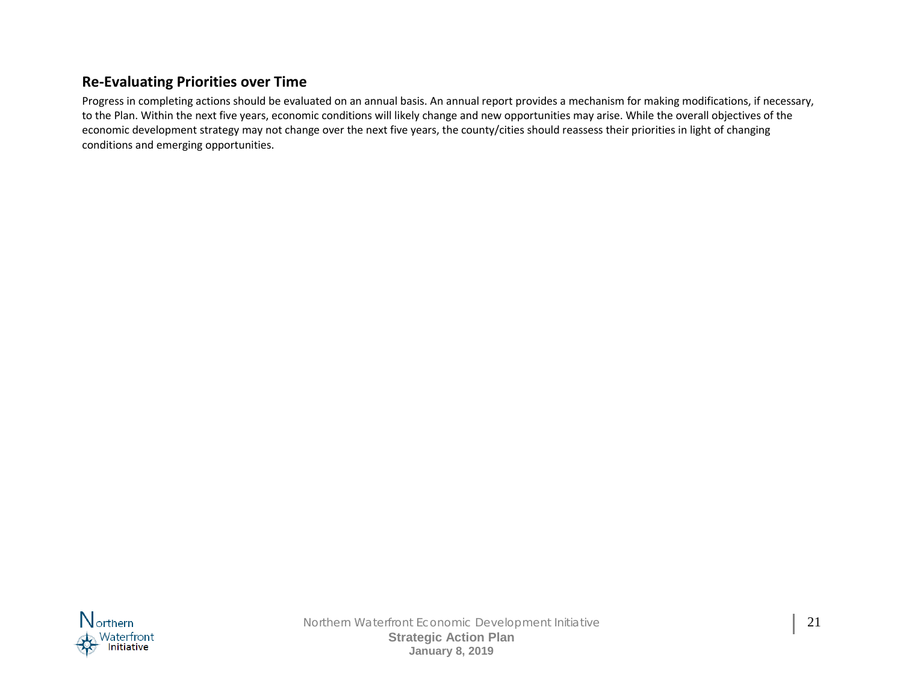## Re-Evaluating Priorities over Time

Progress in completing actions should be evaluated on an annual basis. An annual report provides a mechanism for making modifications, if necessary, to the Plan. Within the next five years, economic conditions will likely change and new opportunities may arise. While the overall objectives of the economic development strategy may not change over the next five years, the county/cities should reassess their priorities in light of changing conditions and emerging opportunities.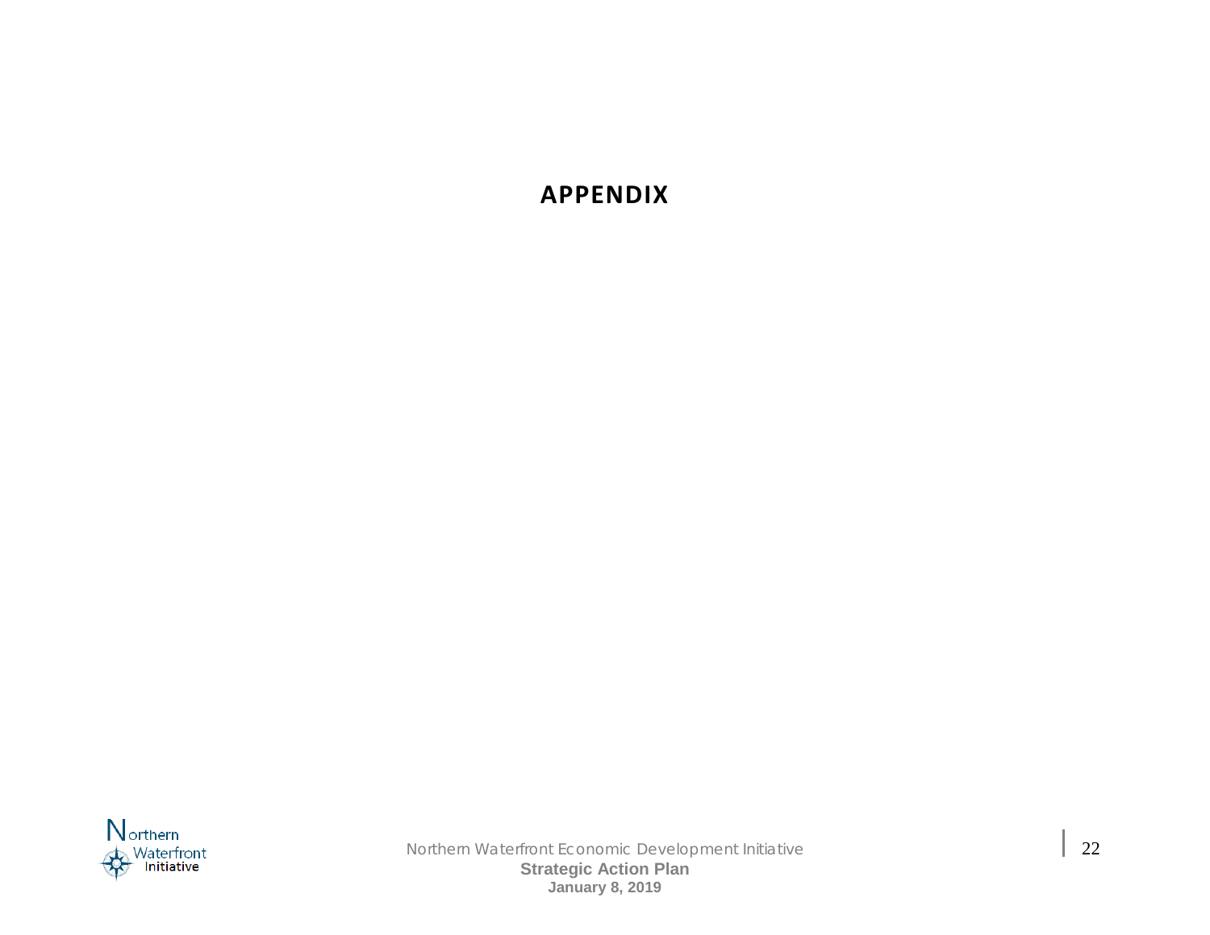# APPENDIX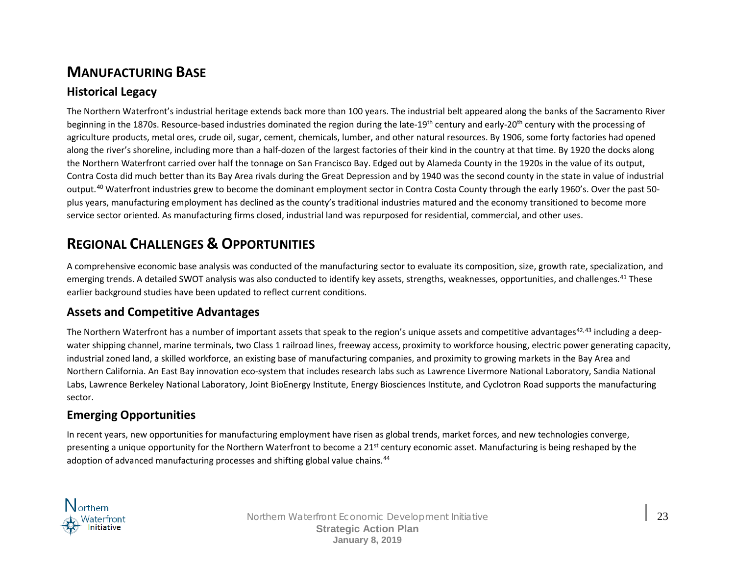## MANUFACTURING BASE

### Historical Legacy

The Northern Waterfront's industrial heritage extends back more than 100 years. The industrial belt appeared along the banks of the Sacramento River beginning in the 1870s. Resource-based industries dominated the region during the late-19th century and early-20th century with the processing of agriculture products, metal ores, crude oil, sugar, cement, chemicals, lumber, and other natural resources. By 1906, some forty factories had opened along the river's shoreline, including more than a half-dozen of the largest factories of their kind in the country at that time. By 1920 the docks along the Northern Waterfront carried over half the tonnage on San Francisco Bay. Edged out by Alameda County in the 1920s in the value of its output, Contra Costa did much better than its Bay Area rivals during the Great Depression and by 1940 was the second county in the state in value of industrial output.[40] Waterfront industries grew to become the dominant employment sector in Contra Costa County through the early 1960's. Over the past 50-plus years, manufacturing employment has declined as the county's traditional industries matured and the economy transitioned to become more service sector oriented. As manufacturing firms closed, industrial land was repurposed for residential, commercial, and other uses.

## REGIONAL CHALLENGES & OPPORTUNITIES

A comprehensive economic base analysis was conducted of the manufacturing sector to evaluate its composition, size, growth rate, specialization, and emerging trends. A detailed SWOT analysis was also conducted to identify key assets, strengths, weaknesses, opportunities, and challenges.[41] These earlier background studies have been updated to reflect current conditions.

### Assets and Competitive Advantages

The Northern Waterfront has a number of important assets that speak to the region's unique assets and competitive advantages[42,43] including a deep-water shipping channel, marine terminals, two Class 1 railroad lines, freeway access, proximity to workforce housing, electric power generating capacity, industrial zoned land, a skilled workforce, an existing base of manufacturing companies, and proximity to growing markets in the Bay Area and Northern California. An East Bay innovation eco-system that includes research labs such as Lawrence Livermore National Laboratory, Sandia National Labs, Lawrence Berkeley National Laboratory, Joint BioEnergy Institute, Energy Biosciences Institute, and Cyclotron Road supports the manufacturing sector.

### Emerging Opportunities

In recent years, new opportunities for manufacturing employment have risen as global trends, market forces, and new technologies converge, presenting a unique opportunity for the Northern Waterfront to become a 21st century economic asset. Manufacturing is being reshaped by the adoption of advanced manufacturing processes and shifting global value chains.[44]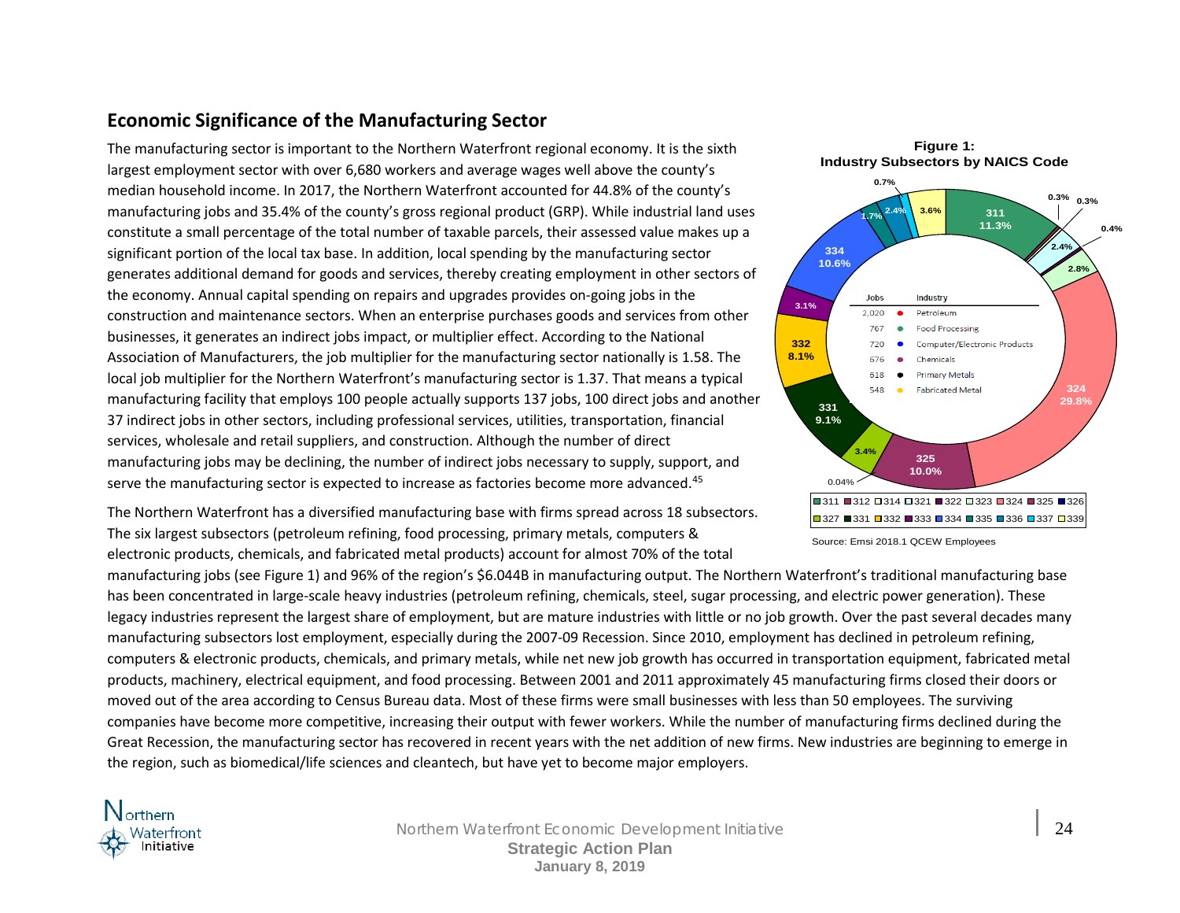## Economic Significance of the Manufacturing Sector

The manufacturing sector is important to the Northern Waterfront regional economy. It is the sixth largest employment sector with over 6,680 workers and average wages well above the county's median household income. In 2017, the Northern Waterfront accounted for 44.8% of the county's manufacturing jobs and 35.4% of the county's gross regional product (GRP). While industrial land uses constitute a small percentage of the total number of taxable parcels, their assessed value makes up a significant portion of the local tax base. In addition, local spending by the manufacturing sector generates additional demand for goods and services, thereby creating employment in other sectors of the economy. Annual capital spending on repairs and upgrades provides on-going jobs in the construction and maintenance sectors. When an enterprise purchases goods and services from other businesses, it generates an indirect jobs impact, or multiplier effect. According to the National Association of Manufacturers, the job multiplier for the manufacturing sector nationally is 1.58. The local job multiplier for the Northern Waterfront's manufacturing sector is 1.37. That means a typical manufacturing facility that employs 100 people actually supports 137 jobs, 100 direct jobs and another 37 indirect jobs in other sectors, including professional services, utilities, transportation, financial services, wholesale and retail suppliers, and construction. Although the number of direct manufacturing jobs may be declining, the number of indirect jobs necessary to supply, support, and serve the manufacturing sector is expected to increase as factories become more advanced.[45]

**Figure 1: Industry Subsectors by NAICS Code**

| Jobs | Industry |
|---|---|
| 2,020 | Petroleum |
| 767 | Food Processing |
| 720 | Computer/Electronic Products |
| 676 | Chemicals |
| 618 | Primary Metals |
| 548 | Fabricated Metal |

| NAICS | Share |
|---|---|
| 311 | 11.3% |
| 312 | 0.3% |
| 314 | 0.3% |
| 321 | 0.4% |
| 322 | 2.4% |
| 323 | 2.8% |
| 324 | 29.8% |
| 325 | 10.0% |
| 326 | 3.4% |
| 327 | 0.04% |
| 331 | 9.1% |
| 332 | 8.1% |
| 333 | 3.1% |
| 334 | 10.6% |
| 335 | 1.7% |
| 336 | 2.4% |
| 337 | 0.7% |
| 339 | 3.6% |

Source: Emsi 2018.1 QCEW Employees

The Northern Waterfront has a diversified manufacturing base with firms spread across 18 subsectors. The six largest subsectors (petroleum refining, food processing, primary metals, computers & electronic products, chemicals, and fabricated metal products) account for almost 70% of the total manufacturing jobs (see Figure 1) and 96% of the region's $6.044B in manufacturing output. The Northern Waterfront's traditional manufacturing base has been concentrated in large-scale heavy industries (petroleum refining, chemicals, steel, sugar processing, and electric power generation). These legacy industries represent the largest share of employment, but are mature industries with little or no job growth. Over the past several decades many manufacturing subsectors lost employment, especially during the 2007-09 Recession. Since 2010, employment has declined in petroleum refining, computers & electronic products, chemicals, and primary metals, while net new job growth has occurred in transportation equipment, fabricated metal products, machinery, electrical equipment, and food processing. Between 2001 and 2011 approximately 45 manufacturing firms closed their doors or moved out of the area according to Census Bureau data. Most of these firms were small businesses with less than 50 employees. The surviving companies have become more competitive, increasing their output with fewer workers. While the number of manufacturing firms declined during the Great Recession, the manufacturing sector has recovered in recent years with the net addition of new firms. New industries are beginning to emerge in the region, such as biomedical/life sciences and cleantech, but have yet to become major employers.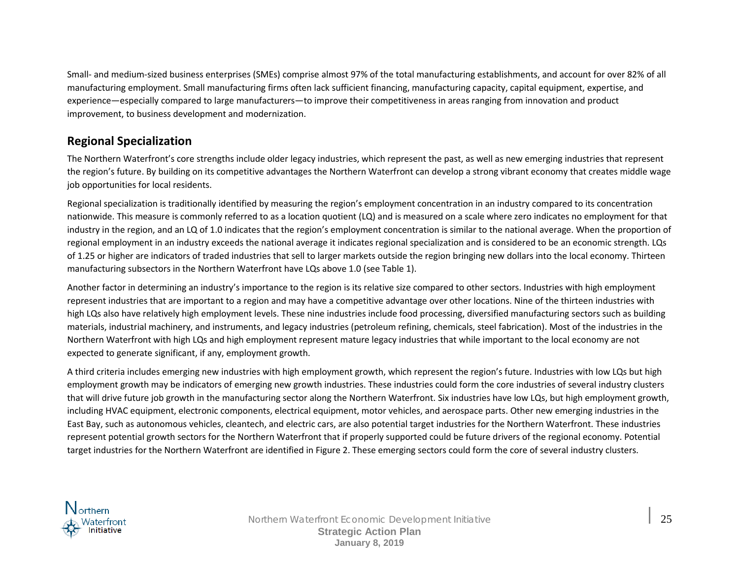Small- and medium-sized business enterprises (SMEs) comprise almost 97% of the total manufacturing establishments, and account for over 82% of all manufacturing employment. Small manufacturing firms often lack sufficient financing, manufacturing capacity, capital equipment, expertise, and experience—especially compared to large manufacturers—to improve their competitiveness in areas ranging from innovation and product improvement, to business development and modernization.

## Regional Specialization

The Northern Waterfront's core strengths include older legacy industries, which represent the past, as well as new emerging industries that represent the region's future. By building on its competitive advantages the Northern Waterfront can develop a strong vibrant economy that creates middle wage job opportunities for local residents.

Regional specialization is traditionally identified by measuring the region's employment concentration in an industry compared to its concentration nationwide. This measure is commonly referred to as a location quotient (LQ) and is measured on a scale where zero indicates no employment for that industry in the region, and an LQ of 1.0 indicates that the region's employment concentration is similar to the national average. When the proportion of regional employment in an industry exceeds the national average it indicates regional specialization and is considered to be an economic strength. LQs of 1.25 or higher are indicators of traded industries that sell to larger markets outside the region bringing new dollars into the local economy. Thirteen manufacturing subsectors in the Northern Waterfront have LQs above 1.0 (see Table 1).

Another factor in determining an industry's importance to the region is its relative size compared to other sectors. Industries with high employment represent industries that are important to a region and may have a competitive advantage over other locations. Nine of the thirteen industries with high LQs also have relatively high employment levels. These nine industries include food processing, diversified manufacturing sectors such as building materials, industrial machinery, and instruments, and legacy industries (petroleum refining, chemicals, steel fabrication). Most of the industries in the Northern Waterfront with high LQs and high employment represent mature legacy industries that while important to the local economy are not expected to generate significant, if any, employment growth.

A third criteria includes emerging new industries with high employment growth, which represent the region's future. Industries with low LQs but high employment growth may be indicators of emerging new growth industries. These industries could form the core industries of several industry clusters that will drive future job growth in the manufacturing sector along the Northern Waterfront. Six industries have low LQs, but high employment growth, including HVAC equipment, electronic components, electrical equipment, motor vehicles, and aerospace parts. Other new emerging industries in the East Bay, such as autonomous vehicles, cleantech, and electric cars, are also potential target industries for the Northern Waterfront. These industries represent potential growth sectors for the Northern Waterfront that if properly supported could be future drivers of the regional economy. Potential target industries for the Northern Waterfront are identified in Figure 2. These emerging sectors could form the core of several industry clusters.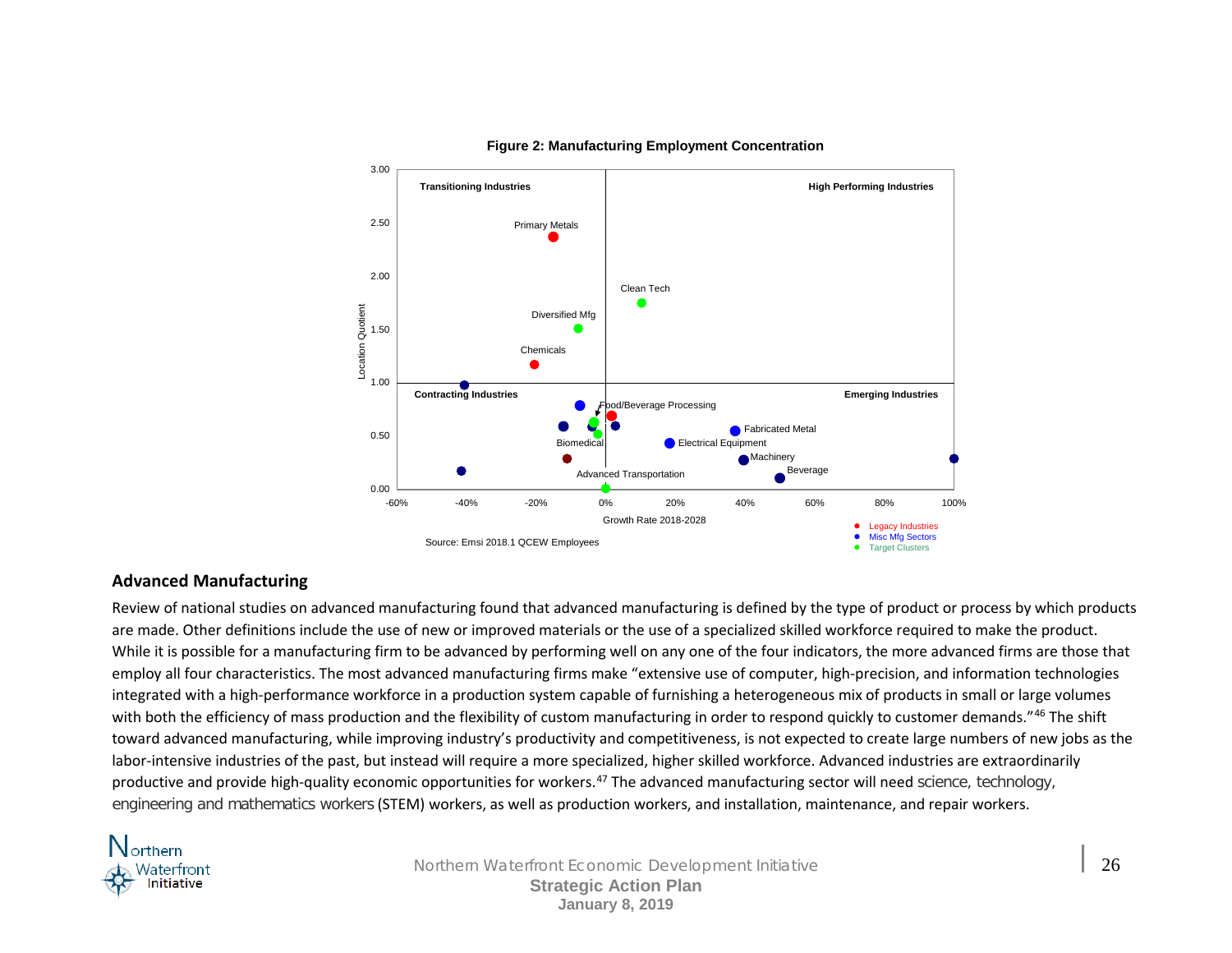**Figure 2: Manufacturing Employment Concentration**

Source: Emsi 2018.1 QCEW Employees

## Advanced Manufacturing

Review of national studies on advanced manufacturing found that advanced manufacturing is defined by the type of product or process by which products are made. Other definitions include the use of new or improved materials or the use of a specialized skilled workforce required to make the product. While it is possible for a manufacturing firm to be advanced by performing well on any one of the four indicators, the more advanced firms are those that employ all four characteristics. The most advanced manufacturing firms make "extensive use of computer, high-precision, and information technologies integrated with a high-performance workforce in a production system capable of furnishing a heterogeneous mix of products in small or large volumes with both the efficiency of mass production and the flexibility of custom manufacturing in order to respond quickly to customer demands."[46] The shift toward advanced manufacturing, while improving industry's productivity and competitiveness, is not expected to create large numbers of new jobs as the labor-intensive industries of the past, but instead will require a more specialized, higher skilled workforce. Advanced industries are extraordinarily productive and provide high-quality economic opportunities for workers.[47] The advanced manufacturing sector will need science, technology, engineering and mathematics workers (STEM) workers, as well as production workers, and installation, maintenance, and repair workers.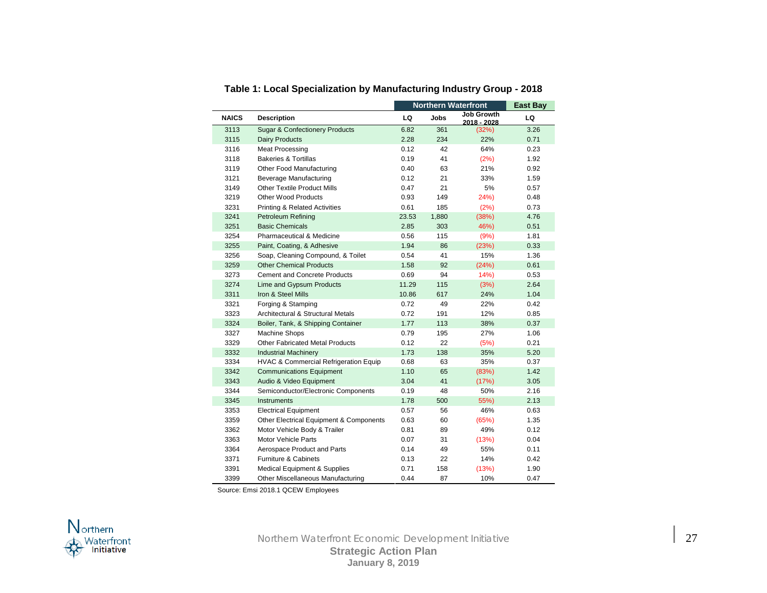**Table 1: Local Specialization by Manufacturing Industry Group - 2018**

| | | Northern Waterfront | | | East Bay |
|---|---|---|---|---|---|
| NAICS | Description | LQ | Jobs | Job Growth 2018 - 2028 | LQ |
| 3113 | Sugar & Confectionery Products | 6.82 | 361 | (32%) | 3.26 |
| 3115 | Dairy Products | 2.28 | 234 | 22% | 0.71 |
| 3116 | Meat Processing | 0.12 | 42 | 64% | 0.23 |
| 3118 | Bakeries & Tortillas | 0.19 | 41 | (2%) | 1.92 |
| 3119 | Other Food Manufacturing | 0.40 | 63 | 21% | 0.92 |
| 3121 | Beverage Manufacturing | 0.12 | 21 | 33% | 1.59 |
| 3149 | Other Textile Product Mills | 0.47 | 21 | 5% | 0.57 |
| 3219 | Other Wood Products | 0.93 | 149 | 24%) | 0.48 |
| 3231 | Printing & Related Activities | 0.61 | 185 | (2%) | 0.73 |
| 3241 | Petroleum Refining | 23.53 | 1,880 | (38%) | 4.76 |
| 3251 | Basic Chemicals | 2.85 | 303 | 46%) | 0.51 |
| 3254 | Pharmaceutical & Medicine | 0.56 | 115 | (9%) | 1.81 |
| 3255 | Paint, Coating, & Adhesive | 1.94 | 86 | (23%) | 0.33 |
| 3256 | Soap, Cleaning Compound, & Toilet | 0.54 | 41 | 15% | 1.36 |
| 3259 | Other Chemical Products | 1.58 | 92 | (24%) | 0.61 |
| 3273 | Cement and Concrete Products | 0.69 | 94 | 14%) | 0.53 |
| 3274 | Lime and Gypsum Products | 11.29 | 115 | (3%) | 2.64 |
| 3311 | Iron & Steel Mills | 10.86 | 617 | 24% | 1.04 |
| 3321 | Forging & Stamping | 0.72 | 49 | 22% | 0.42 |
| 3323 | Architectural & Structural Metals | 0.72 | 191 | 12% | 0.85 |
| 3324 | Boiler, Tank, & Shipping Container | 1.77 | 113 | 38% | 0.37 |
| 3327 | Machine Shops | 0.79 | 195 | 27% | 1.06 |
| 3329 | Other Fabricated Metal Products | 0.12 | 22 | (5%) | 0.21 |
| 3332 | Industrial Machinery | 1.73 | 138 | 35% | 5.20 |
| 3334 | HVAC & Commercial Refrigeration Equip | 0.68 | 63 | 35% | 0.37 |
| 3342 | Communications Equipment | 1.10 | 65 | (83%) | 1.42 |
| 3343 | Audio & Video Equipment | 3.04 | 41 | (17%) | 3.05 |
| 3344 | Semiconductor/Electronic Components | 0.19 | 48 | 50% | 2.16 |
| 3345 | Instruments | 1.78 | 500 | 55%) | 2.13 |
| 3353 | Electrical Equipment | 0.57 | 56 | 46% | 0.63 |
| 3359 | Other Electrical Equipment & Components | 0.63 | 60 | (65%) | 1.35 |
| 3362 | Motor Vehicle Body & Trailer | 0.81 | 89 | 49% | 0.12 |
| 3363 | Motor Vehicle Parts | 0.07 | 31 | (13%) | 0.04 |
| 3364 | Aerospace Product and Parts | 0.14 | 49 | 55% | 0.11 |
| 3371 | Furniture & Cabinets | 0.13 | 22 | 14% | 0.42 |
| 3391 | Medical Equipment & Supplies | 0.71 | 158 | (13%) | 1.90 |
| 3399 | Other Miscellaneous Manufacturing | 0.44 | 87 | 10% | 0.47 |

Source: Emsi 2018.1 QCEW Employees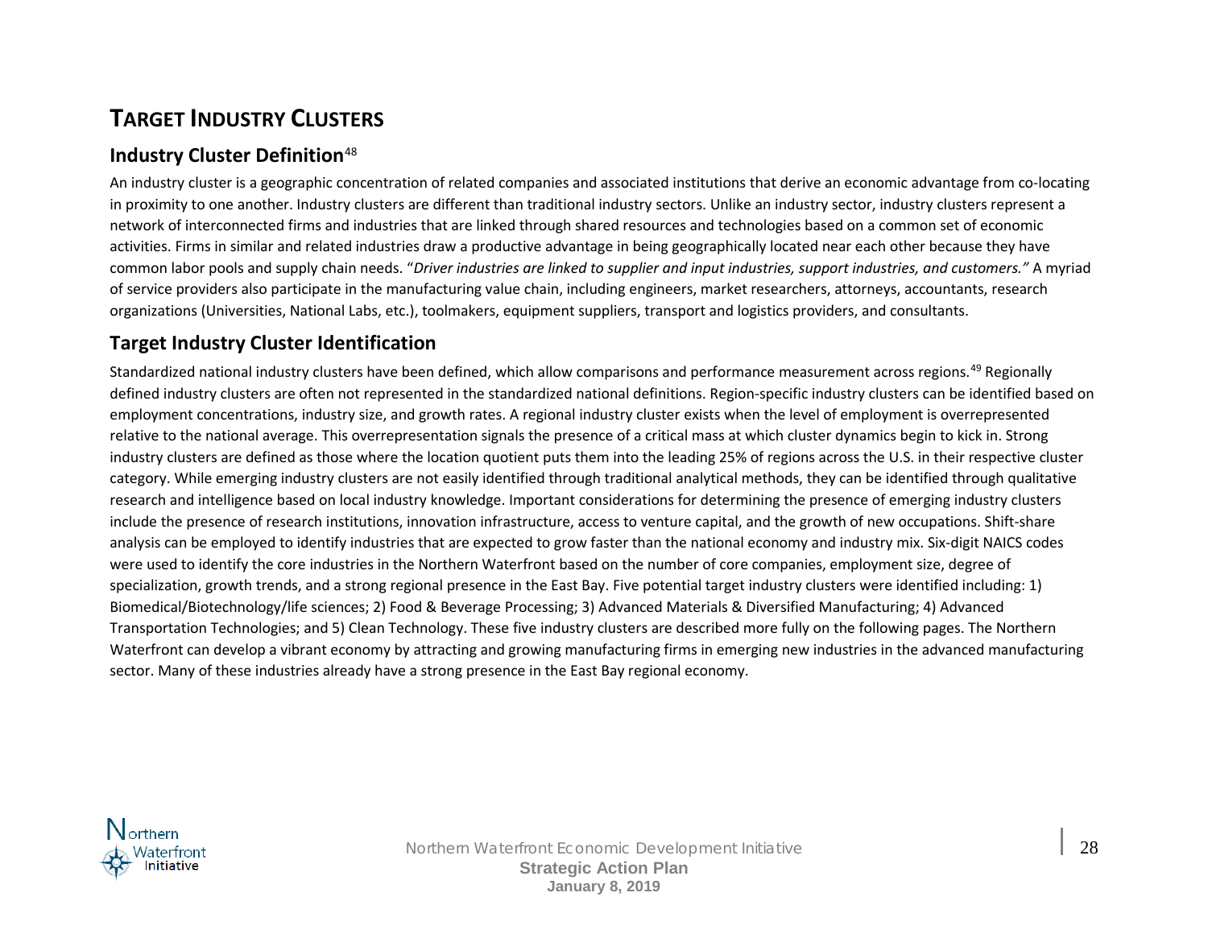# TARGET INDUSTRY CLUSTERS

## Industry Cluster Definition[48]

An industry cluster is a geographic concentration of related companies and associated institutions that derive an economic advantage from co-locating in proximity to one another. Industry clusters are different than traditional industry sectors. Unlike an industry sector, industry clusters represent a network of interconnected firms and industries that are linked through shared resources and technologies based on a common set of economic activities. Firms in similar and related industries draw a productive advantage in being geographically located near each other because they have common labor pools and supply chain needs. "*Driver industries are linked to supplier and input industries, support industries, and customers.*" A myriad of service providers also participate in the manufacturing value chain, including engineers, market researchers, attorneys, accountants, research organizations (Universities, National Labs, etc.), toolmakers, equipment suppliers, transport and logistics providers, and consultants.

## Target Industry Cluster Identification

Standardized national industry clusters have been defined, which allow comparisons and performance measurement across regions.[49] Regionally defined industry clusters are often not represented in the standardized national definitions. Region-specific industry clusters can be identified based on employment concentrations, industry size, and growth rates. A regional industry cluster exists when the level of employment is overrepresented relative to the national average. This overrepresentation signals the presence of a critical mass at which cluster dynamics begin to kick in. Strong industry clusters are defined as those where the location quotient puts them into the leading 25% of regions across the U.S. in their respective cluster category. While emerging industry clusters are not easily identified through traditional analytical methods, they can be identified through qualitative research and intelligence based on local industry knowledge. Important considerations for determining the presence of emerging industry clusters include the presence of research institutions, innovation infrastructure, access to venture capital, and the growth of new occupations. Shift-share analysis can be employed to identify industries that are expected to grow faster than the national economy and industry mix. Six-digit NAICS codes were used to identify the core industries in the Northern Waterfront based on the number of core companies, employment size, degree of specialization, growth trends, and a strong regional presence in the East Bay. Five potential target industry clusters were identified including: 1) Biomedical/Biotechnology/life sciences; 2) Food & Beverage Processing; 3) Advanced Materials & Diversified Manufacturing; 4) Advanced Transportation Technologies; and 5) Clean Technology. These five industry clusters are described more fully on the following pages. The Northern Waterfront can develop a vibrant economy by attracting and growing manufacturing firms in emerging new industries in the advanced manufacturing sector. Many of these industries already have a strong presence in the East Bay regional economy.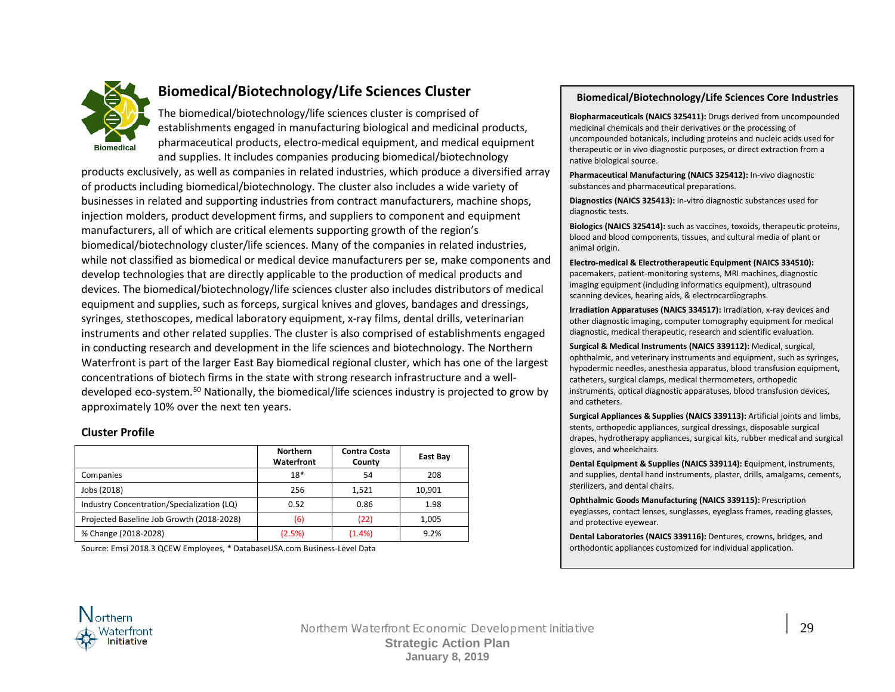## Biomedical/Biotechnology/Life Sciences Cluster

The biomedical/biotechnology/life sciences cluster is comprised of establishments engaged in manufacturing biological and medicinal products, pharmaceutical products, electro-medical equipment, and medical equipment and supplies. It includes companies producing biomedical/biotechnology products exclusively, as well as companies in related industries, which produce a diversified array of products including biomedical/biotechnology. The cluster also includes a wide variety of businesses in related and supporting industries from contract manufacturers, machine shops, injection molders, product development firms, and suppliers to component and equipment manufacturers, all of which are critical elements supporting growth of the region's biomedical/biotechnology cluster/life sciences. Many of the companies in related industries, while not classified as biomedical or medical device manufacturers per se, make components and develop technologies that are directly applicable to the production of medical products and devices. The biomedical/biotechnology/life sciences cluster also includes distributors of medical equipment and supplies, such as forceps, surgical knives and gloves, bandages and dressings, syringes, stethoscopes, medical laboratory equipment, x-ray films, dental drills, veterinarian instruments and other related supplies. The cluster is also comprised of establishments engaged in conducting research and development in the life sciences and biotechnology. The Northern Waterfront is part of the larger East Bay biomedical regional cluster, which has one of the largest concentrations of biotech firms in the state with strong research infrastructure and a well-developed eco-system.[50] Nationally, the biomedical/life sciences industry is projected to grow by approximately 10% over the next ten years.

### Cluster Profile

| | Northern Waterfront | Contra Costa County | East Bay |
|---|---|---|---|
| Companies | 18* | 54 | 208 |
| Jobs (2018) | 256 | 1,521 | 10,901 |
| Industry Concentration/Specialization (LQ) | 0.52 | 0.86 | 1.98 |
| Projected Baseline Job Growth (2018-2028) | (6) | (22) | 1,005 |
| % Change (2018-2028) | (2.5%) | (1.4%) | 9.2% |

Source: Emsi 2018.3 QCEW Employees, * DatabaseUSA.com Business-Level Data

### Biomedical/Biotechnology/Life Sciences Core Industries

**Biopharmaceuticals (NAICS 325411):** Drugs derived from uncompounded medicinal chemicals and their derivatives or the processing of uncompounded botanicals, including proteins and nucleic acids used for therapeutic or in vivo diagnostic purposes, or direct extraction from a native biological source.

**Pharmaceutical Manufacturing (NAICS 325412):** In-vivo diagnostic substances and pharmaceutical preparations.

**Diagnostics (NAICS 325413):** In-vitro diagnostic substances used for diagnostic tests.

**Biologics (NAICS 325414):** such as vaccines, toxoids, therapeutic proteins, blood and blood components, tissues, and cultural media of plant or animal origin.

**Electro-medical & Electrotherapeutic Equipment (NAICS 334510):** pacemakers, patient-monitoring systems, MRI machines, diagnostic imaging equipment (including informatics equipment), ultrasound scanning devices, hearing aids, & electrocardiographs.

**Irradiation Apparatuses (NAICS 334517):** Irradiation, x-ray devices and other diagnostic imaging, computer tomography equipment for medical diagnostic, medical therapeutic, research and scientific evaluation.

**Surgical & Medical Instruments (NAICS 339112):** Medical, surgical, ophthalmic, and veterinary instruments and equipment, such as syringes, hypodermic needles, anesthesia apparatus, blood transfusion equipment, catheters, surgical clamps, medical thermometers, orthopedic instruments, optical diagnostic apparatuses, blood transfusion devices, and catheters.

**Surgical Appliances & Supplies (NAICS 339113):** Artificial joints and limbs, stents, orthopedic appliances, surgical dressings, disposable surgical drapes, hydrotherapy appliances, surgical kits, rubber medical and surgical gloves, and wheelchairs.

**Dental Equipment & Supplies (NAICS 339114): E**quipment, instruments, and supplies, dental hand instruments, plaster, drills, amalgams, cements, sterilizers, and dental chairs.

**Ophthalmic Goods Manufacturing (NAICS 339115):** Prescription eyeglasses, contact lenses, sunglasses, eyeglass frames, reading glasses, and protective eyewear.

**Dental Laboratories (NAICS 339116):** Dentures, crowns, bridges, and orthodontic appliances customized for individual application.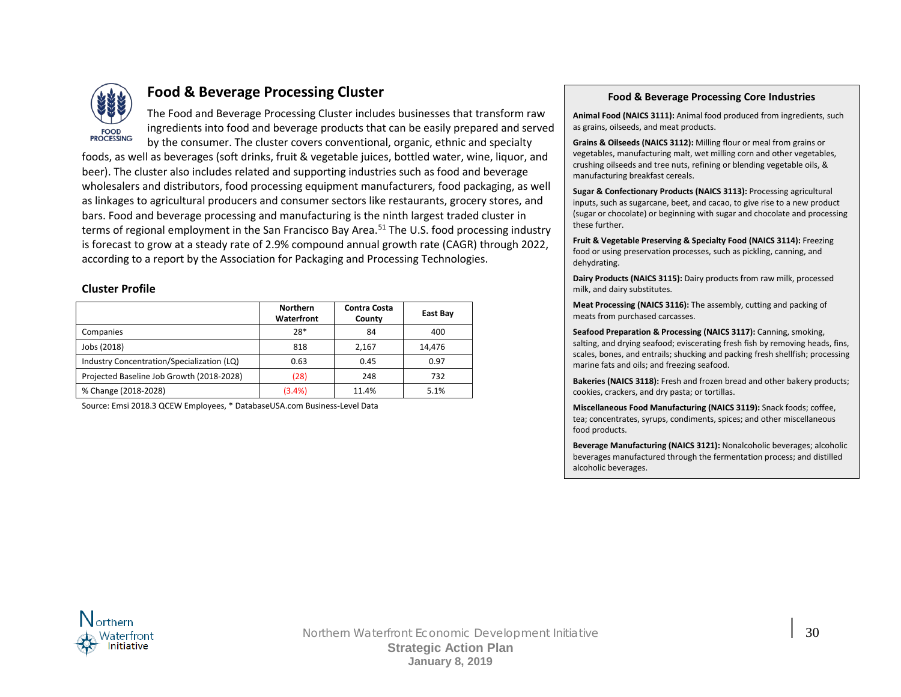## Food & Beverage Processing Cluster

The Food and Beverage Processing Cluster includes businesses that transform raw ingredients into food and beverage products that can be easily prepared and served by the consumer. The cluster covers conventional, organic, ethnic and specialty foods, as well as beverages (soft drinks, fruit & vegetable juices, bottled water, wine, liquor, and beer). The cluster also includes related and supporting industries such as food and beverage wholesalers and distributors, food processing equipment manufacturers, food packaging, as well as linkages to agricultural producers and consumer sectors like restaurants, grocery stores, and bars. Food and beverage processing and manufacturing is the ninth largest traded cluster in terms of regional employment in the San Francisco Bay Area.[51] The U.S. food processing industry is forecast to grow at a steady rate of 2.9% compound annual growth rate (CAGR) through 2022, according to a report by the Association for Packaging and Processing Technologies.

### Cluster Profile

| | Northern Waterfront | Contra Costa County | East Bay |
|---|---|---|---|
| Companies | 28* | 84 | 400 |
| Jobs (2018) | 818 | 2,167 | 14,476 |
| Industry Concentration/Specialization (LQ) | 0.63 | 0.45 | 0.97 |
| Projected Baseline Job Growth (2018-2028) | (28) | 248 | 732 |
| % Change (2018-2028) | (3.4%) | 11.4% | 5.1% |

Source: Emsi 2018.3 QCEW Employees, * DatabaseUSA.com Business-Level Data

### Food & Beverage Processing Core Industries

**Animal Food (NAICS 3111):** Animal food produced from ingredients, such as grains, oilseeds, and meat products.

**Grains & Oilseeds (NAICS 3112):** Milling flour or meal from grains or vegetables, manufacturing malt, wet milling corn and other vegetables, crushing oilseeds and tree nuts, refining or blending vegetable oils, & manufacturing breakfast cereals.

**Sugar & Confectionary Products (NAICS 3113):** Processing agricultural inputs, such as sugarcane, beet, and cacao, to give rise to a new product (sugar or chocolate) or beginning with sugar and chocolate and processing these further.

**Fruit & Vegetable Preserving & Specialty Food (NAICS 3114):** Freezing food or using preservation processes, such as pickling, canning, and dehydrating.

**Dairy Products (NAICS 3115):** Dairy products from raw milk, processed milk, and dairy substitutes.

**Meat Processing (NAICS 3116):** The assembly, cutting and packing of meats from purchased carcasses.

**Seafood Preparation & Processing (NAICS 3117):** Canning, smoking, salting, and drying seafood; eviscerating fresh fish by removing heads, fins, scales, bones, and entrails; shucking and packing fresh shellfish; processing marine fats and oils; and freezing seafood.

**Bakeries (NAICS 3118):** Fresh and frozen bread and other bakery products; cookies, crackers, and dry pasta; or tortillas.

**Miscellaneous Food Manufacturing (NAICS 3119):** Snack foods; coffee, tea; concentrates, syrups, condiments, spices; and other miscellaneous food products.

**Beverage Manufacturing (NAICS 3121):** Nonalcoholic beverages; alcoholic beverages manufactured through the fermentation process; and distilled alcoholic beverages.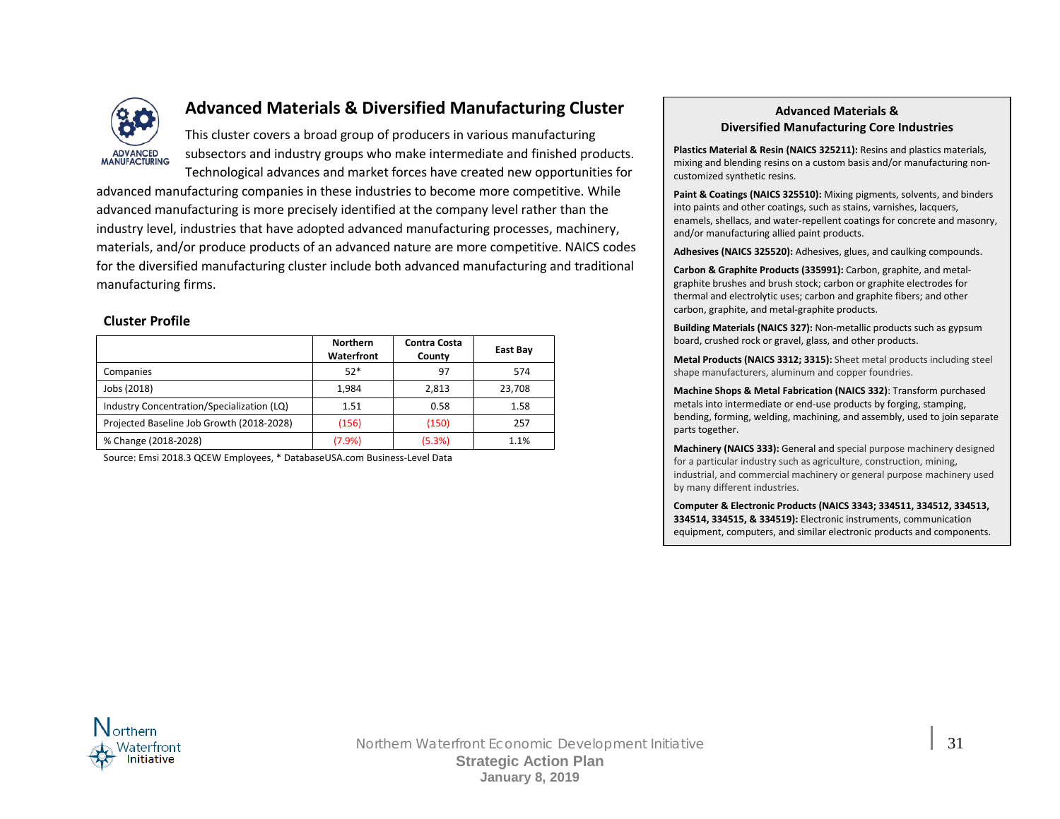## Advanced Materials & Diversified Manufacturing Cluster

This cluster covers a broad group of producers in various manufacturing subsectors and industry groups who make intermediate and finished products. Technological advances and market forces have created new opportunities for advanced manufacturing companies in these industries to become more competitive. While advanced manufacturing is more precisely identified at the company level rather than the industry level, industries that have adopted advanced manufacturing processes, machinery, materials, and/or produce products of an advanced nature are more competitive. NAICS codes for the diversified manufacturing cluster include both advanced manufacturing and traditional manufacturing firms.

### Cluster Profile

| | Northern Waterfront | Contra Costa County | East Bay |
|---|---|---|---|
| Companies | 52* | 97 | 574 |
| Jobs (2018) | 1,984 | 2,813 | 23,708 |
| Industry Concentration/Specialization (LQ) | 1.51 | 0.58 | 1.58 |
| Projected Baseline Job Growth (2018-2028) | (156) | (150) | 257 |
| % Change (2018-2028) | (7.9%) | (5.3%) | 1.1% |

Source: Emsi 2018.3 QCEW Employees, * DatabaseUSA.com Business-Level Data

### Advanced Materials & Diversified Manufacturing Core Industries

**Plastics Material & Resin (NAICS 325211):** Resins and plastics materials, mixing and blending resins on a custom basis and/or manufacturing non-customized synthetic resins.

**Paint & Coatings (NAICS 325510):** Mixing pigments, solvents, and binders into paints and other coatings, such as stains, varnishes, lacquers, enamels, shellacs, and water-repellent coatings for concrete and masonry, and/or manufacturing allied paint products.

**Adhesives (NAICS 325520):** Adhesives, glues, and caulking compounds.

**Carbon & Graphite Products (335991):** Carbon, graphite, and metal-graphite brushes and brush stock; carbon or graphite electrodes for thermal and electrolytic uses; carbon and graphite fibers; and other carbon, graphite, and metal-graphite products.

**Building Materials (NAICS 327):** Non-metallic products such as gypsum board, crushed rock or gravel, glass, and other products.

**Metal Products (NAICS 3312; 3315):** Sheet metal products including steel shape manufacturers, aluminum and copper foundries.

**Machine Shops & Metal Fabrication (NAICS 332)**: Transform purchased metals into intermediate or end-use products by forging, stamping, bending, forming, welding, machining, and assembly, used to join separate parts together.

**Machinery (NAICS 333):** General and special purpose machinery designed for a particular industry such as agriculture, construction, mining, industrial, and commercial machinery or general purpose machinery used by many different industries.

**Computer & Electronic Products (NAICS 3343; 334511, 334512, 334513, 334514, 334515, & 334519):** Electronic instruments, communication equipment, computers, and similar electronic products and components.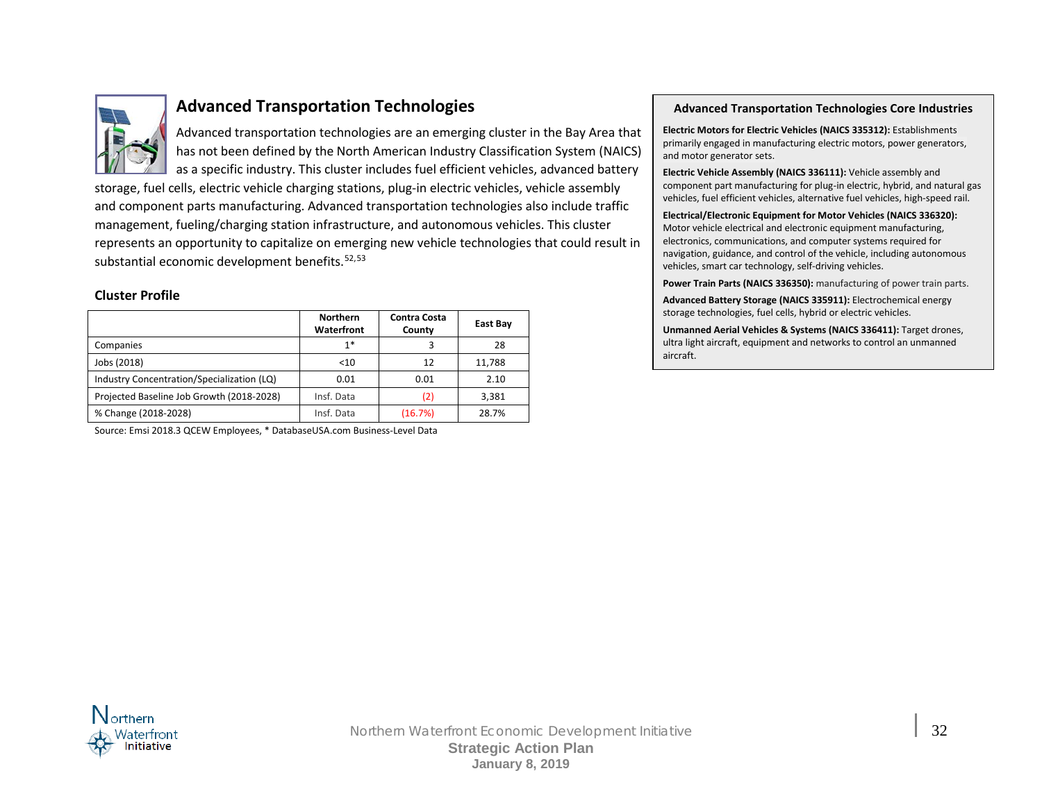## Advanced Transportation Technologies

Advanced transportation technologies are an emerging cluster in the Bay Area that has not been defined by the North American Industry Classification System (NAICS) as a specific industry. This cluster includes fuel efficient vehicles, advanced battery storage, fuel cells, electric vehicle charging stations, plug-in electric vehicles, vehicle assembly and component parts manufacturing. Advanced transportation technologies also include traffic management, fueling/charging station infrastructure, and autonomous vehicles. This cluster represents an opportunity to capitalize on emerging new vehicle technologies that could result in substantial economic development benefits.[52,53]

### Cluster Profile

| | Northern Waterfront | Contra Costa County | East Bay |
|---|---|---|---|
| Companies | 1* | 3 | 28 |
| Jobs (2018) | <10 | 12 | 11,788 |
| Industry Concentration/Specialization (LQ) | 0.01 | 0.01 | 2.10 |
| Projected Baseline Job Growth (2018-2028) | Insf. Data | (2) | 3,381 |
| % Change (2018-2028) | Insf. Data | (16.7%) | 28.7% |

Source: Emsi 2018.3 QCEW Employees, * DatabaseUSA.com Business-Level Data

### Advanced Transportation Technologies Core Industries

**Electric Motors for Electric Vehicles (NAICS 335312):** Establishments primarily engaged in manufacturing electric motors, power generators, and motor generator sets.

**Electric Vehicle Assembly (NAICS 336111):** Vehicle assembly and component part manufacturing for plug-in electric, hybrid, and natural gas vehicles, fuel efficient vehicles, alternative fuel vehicles, high-speed rail.

**Electrical/Electronic Equipment for Motor Vehicles (NAICS 336320):** Motor vehicle electrical and electronic equipment manufacturing, electronics, communications, and computer systems required for navigation, guidance, and control of the vehicle, including autonomous vehicles, smart car technology, self-driving vehicles.

**Power Train Parts (NAICS 336350):** manufacturing of power train parts.

**Advanced Battery Storage (NAICS 335911):** Electrochemical energy storage technologies, fuel cells, hybrid or electric vehicles.

**Unmanned Aerial Vehicles & Systems (NAICS 336411):** Target drones, ultra light aircraft, equipment and networks to control an unmanned aircraft.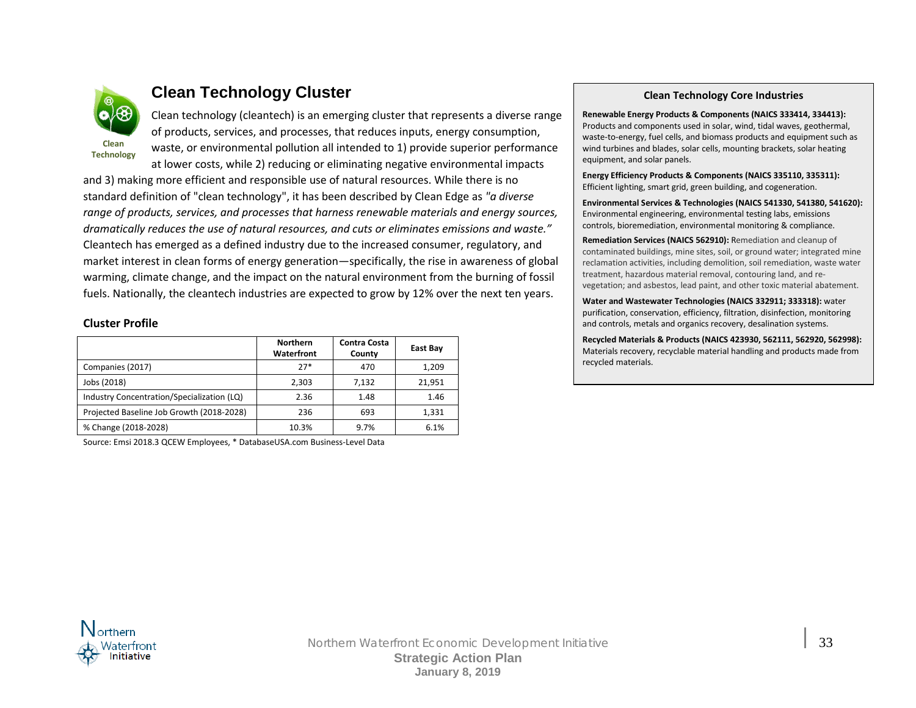# Clean Technology Cluster

Clean Technology

Clean technology (cleantech) is an emerging cluster that represents a diverse range of products, services, and processes, that reduces inputs, energy consumption, waste, or environmental pollution all intended to 1) provide superior performance at lower costs, while 2) reducing or eliminating negative environmental impacts and 3) making more efficient and responsible use of natural resources. While there is no standard definition of "clean technology", it has been described by Clean Edge as *"a diverse range of products, services, and processes that harness renewable materials and energy sources, dramatically reduces the use of natural resources, and cuts or eliminates emissions and waste."* Cleantech has emerged as a defined industry due to the increased consumer, regulatory, and market interest in clean forms of energy generation—specifically, the rise in awareness of global warming, climate change, and the impact on the natural environment from the burning of fossil fuels. Nationally, the cleantech industries are expected to grow by 12% over the next ten years.

### Cluster Profile

| | Northern Waterfront | Contra Costa County | East Bay |
|---|---|---|---|
| Companies (2017) | 27* | 470 | 1,209 |
| Jobs (2018) | 2,303 | 7,132 | 21,951 |
| Industry Concentration/Specialization (LQ) | 2.36 | 1.48 | 1.46 |
| Projected Baseline Job Growth (2018-2028) | 236 | 693 | 1,331 |
| % Change (2018-2028) | 10.3% | 9.7% | 6.1% |

Source: Emsi 2018.3 QCEW Employees, * DatabaseUSA.com Business-Level Data

### Clean Technology Core Industries

**Renewable Energy Products & Components (NAICS 333414, 334413):** Products and components used in solar, wind, tidal waves, geothermal, waste-to-energy, fuel cells, and biomass products and equipment such as wind turbines and blades, solar cells, mounting brackets, solar heating equipment, and solar panels.

**Energy Efficiency Products & Components (NAICS 335110, 335311):** Efficient lighting, smart grid, green building, and cogeneration.

**Environmental Services & Technologies (NAICS 541330, 541380, 541620):** Environmental engineering, environmental testing labs, emissions controls, bioremediation, environmental monitoring & compliance.

**Remediation Services (NAICS 562910):** Remediation and cleanup of contaminated buildings, mine sites, soil, or ground water; integrated mine reclamation activities, including demolition, soil remediation, waste water treatment, hazardous material removal, contouring land, and re-vegetation; and asbestos, lead paint, and other toxic material abatement.

**Water and Wastewater Technologies (NAICS 332911; 333318):** water purification, conservation, efficiency, filtration, disinfection, monitoring and controls, metals and organics recovery, desalination systems.

**Recycled Materials & Products (NAICS 423930, 562111, 562920, 562998):** Materials recovery, recyclable material handling and products made from recycled materials.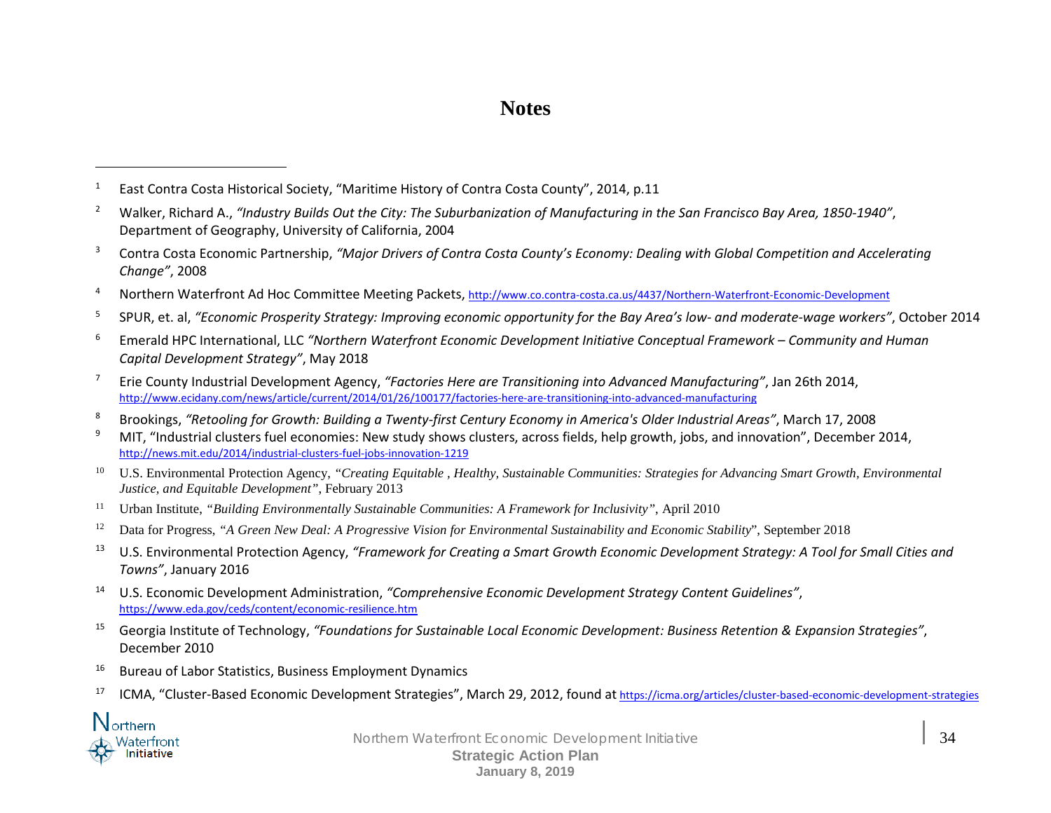# Notes

---

[1] East Contra Costa Historical Society, "Maritime History of Contra Costa County", 2014, p.11

[2] Walker, Richard A., *"Industry Builds Out the City: The Suburbanization of Manufacturing in the San Francisco Bay Area, 1850-1940"*, Department of Geography, University of California, 2004

[3] Contra Costa Economic Partnership, *"Major Drivers of Contra Costa County's Economy: Dealing with Global Competition and Accelerating Change"*, 2008

[4] Northern Waterfront Ad Hoc Committee Meeting Packets, http://www.co.contra-costa.ca.us/4437/Northern-Waterfront-Economic-Development

[5] SPUR, et. al, *"Economic Prosperity Strategy: Improving economic opportunity for the Bay Area's low- and moderate-wage workers"*, October 2014

[6] Emerald HPC International, LLC *"Northern Waterfront Economic Development Initiative Conceptual Framework – Community and Human Capital Development Strategy"*, May 2018

[7] Erie County Industrial Development Agency, *"Factories Here are Transitioning into Advanced Manufacturing"*, Jan 26th 2014, http://www.ecidany.com/news/article/current/2014/01/26/100177/factories-here-are-transitioning-into-advanced-manufacturing

[8] Brookings, *"Retooling for Growth: Building a Twenty-first Century Economy in America's Older Industrial Areas"*, March 17, 2008

[9] MIT, "Industrial clusters fuel economies: New study shows clusters, across fields, help growth, jobs, and innovation", December 2014, http://news.mit.edu/2014/industrial-clusters-fuel-jobs-innovation-1219

[10] U.S. Environmental Protection Agency, *"Creating Equitable , Healthy, Sustainable Communities: Strategies for Advancing Smart Growth, Environmental Justice, and Equitable Development"*, February 2013

[11] Urban Institute, *"Building Environmentally Sustainable Communities: A Framework for Inclusivity"*, April 2010

[12] Data for Progress, *"A Green New Deal: A Progressive Vision for Environmental Sustainability and Economic Stability"*, September 2018

[13] U.S. Environmental Protection Agency, *"Framework for Creating a Smart Growth Economic Development Strategy: A Tool for Small Cities and Towns"*, January 2016

[14] U.S. Economic Development Administration, *"Comprehensive Economic Development Strategy Content Guidelines"*, https://www.eda.gov/ceds/content/economic-resilience.htm

[15] Georgia Institute of Technology, *"Foundations for Sustainable Local Economic Development: Business Retention & Expansion Strategies"*, December 2010

[16] Bureau of Labor Statistics, Business Employment Dynamics

[17] ICMA, "Cluster-Based Economic Development Strategies", March 29, 2012, found at https://icma.org/articles/cluster-based-economic-development-strategies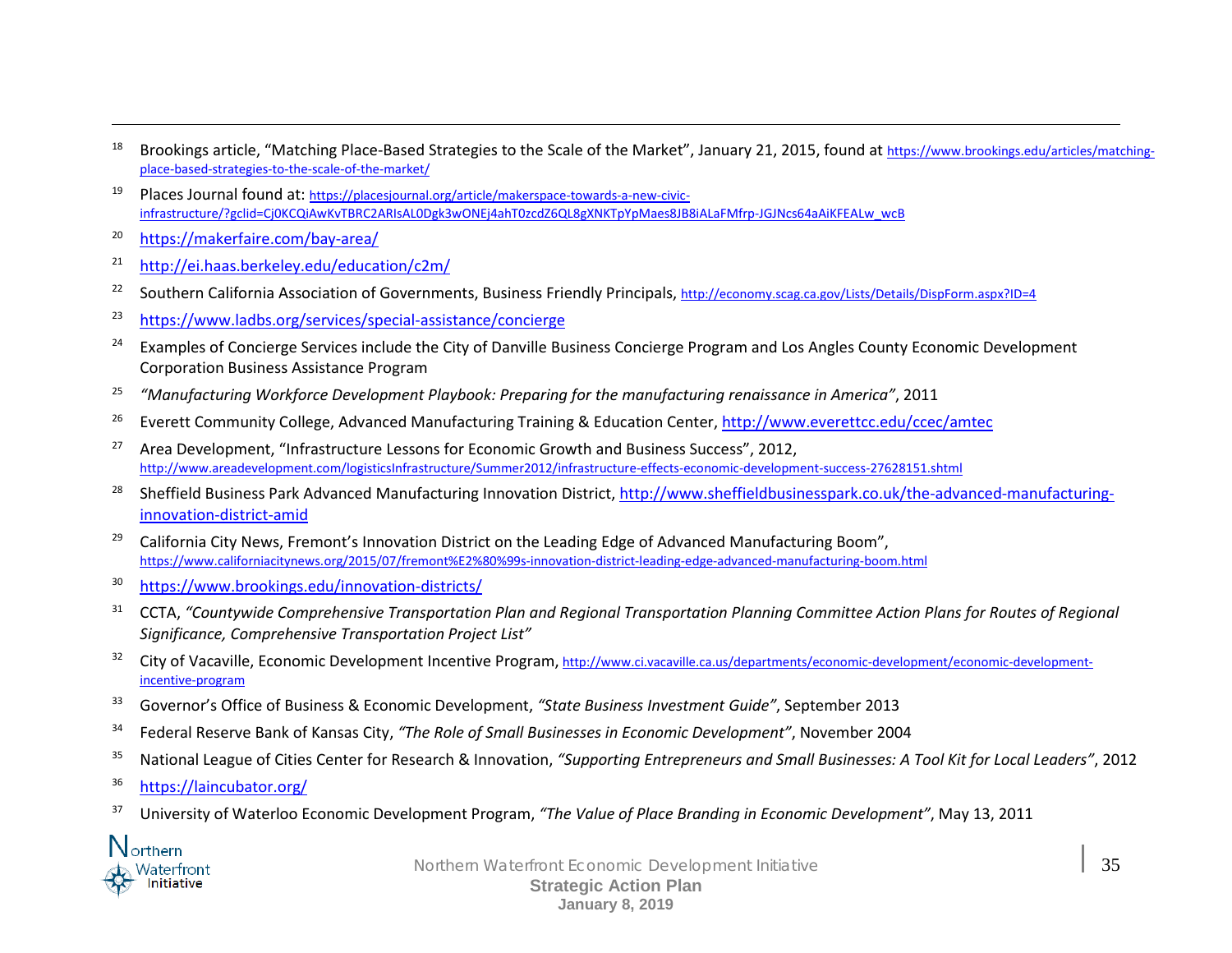[18] Brookings article, "Matching Place-Based Strategies to the Scale of the Market", January 21, 2015, found at https://www.brookings.edu/articles/matching-place-based-strategies-to-the-scale-of-the-market/

[19] Places Journal found at: https://placesjournal.org/article/makerspace-towards-a-new-civic-infrastructure/?gclid=Cj0KCQiAwKvTBRC2ARIsAL0Dgk3wONEj4ahT0zcdZ6QL8gXNKTpYpMaes8JB8iALaFMfrp-JGJNcs64aAiKFEALw_wcB

[20] https://makerfaire.com/bay-area/

[21] http://ei.haas.berkeley.edu/education/c2m/

[22] Southern California Association of Governments, Business Friendly Principals, http://economy.scag.ca.gov/Lists/Details/DispForm.aspx?ID=4

[23] https://www.ladbs.org/services/special-assistance/concierge

[24] Examples of Concierge Services include the City of Danville Business Concierge Program and Los Angles County Economic Development Corporation Business Assistance Program

[25] *"Manufacturing Workforce Development Playbook: Preparing for the manufacturing renaissance in America"*, 2011

[26] Everett Community College, Advanced Manufacturing Training & Education Center, http://www.everettcc.edu/ccec/amtec

[27] Area Development, "Infrastructure Lessons for Economic Growth and Business Success", 2012, http://www.areadevelopment.com/logisticsInfrastructure/Summer2012/infrastructure-effects-economic-development-success-27628151.shtml

[28] Sheffield Business Park Advanced Manufacturing Innovation District, http://www.sheffieldbusinesspark.co.uk/the-advanced-manufacturing-innovation-district-amid

[29] California City News, Fremont's Innovation District on the Leading Edge of Advanced Manufacturing Boom", https://www.californiacitynews.org/2015/07/fremont%E2%80%99s-innovation-district-leading-edge-advanced-manufacturing-boom.html

[30] https://www.brookings.edu/innovation-districts/

[31] CCTA, *"Countywide Comprehensive Transportation Plan and Regional Transportation Planning Committee Action Plans for Routes of Regional Significance, Comprehensive Transportation Project List"*

[32] City of Vacaville, Economic Development Incentive Program, http://www.ci.vacaville.ca.us/departments/economic-development/economic-development-incentive-program

[33] Governor's Office of Business & Economic Development, *"State Business Investment Guide"*, September 2013

[34] Federal Reserve Bank of Kansas City, *"The Role of Small Businesses in Economic Development"*, November 2004

[35] National League of Cities Center for Research & Innovation, *"Supporting Entrepreneurs and Small Businesses: A Tool Kit for Local Leaders"*, 2012

[36] https://laincubator.org/

[37] University of Waterloo Economic Development Program, *"The Value of Place Branding in Economic Development"*, May 13, 2011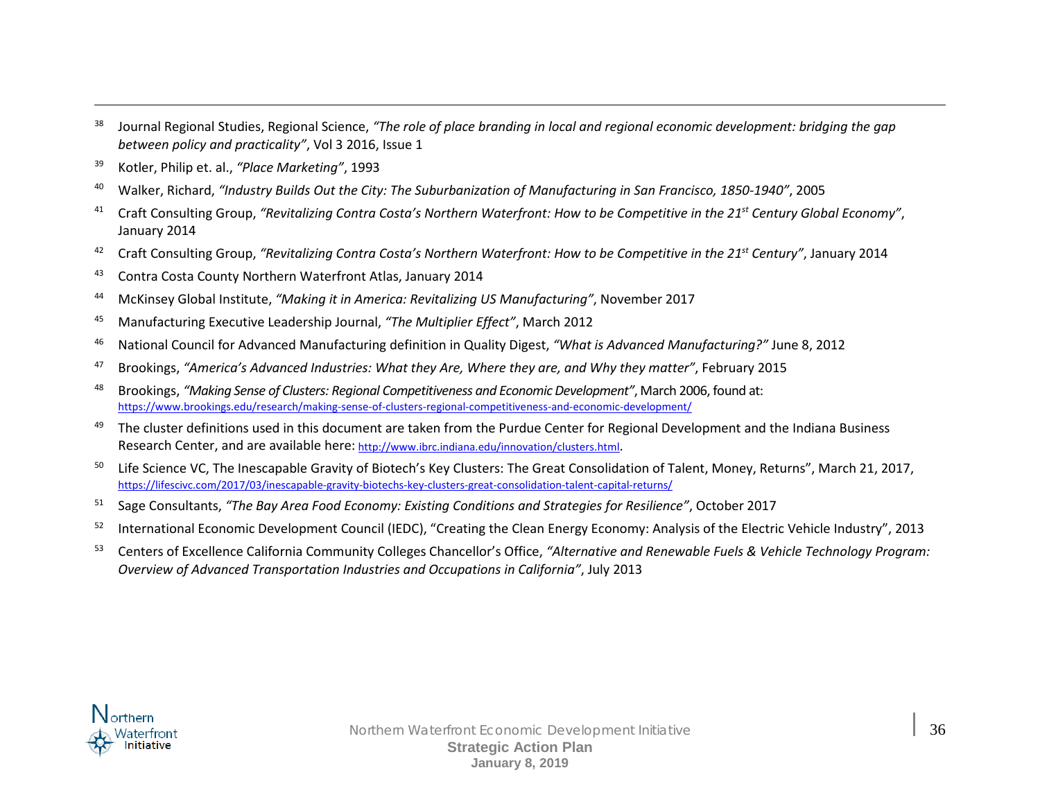[38] Journal Regional Studies, Regional Science, *"The role of place branding in local and regional economic development: bridging the gap between policy and practicality"*, Vol 3 2016, Issue 1

[39] Kotler, Philip et. al., *"Place Marketing"*, 1993

[40] Walker, Richard, *"Industry Builds Out the City: The Suburbanization of Manufacturing in San Francisco, 1850-1940"*, 2005

[41] Craft Consulting Group, *"Revitalizing Contra Costa's Northern Waterfront: How to be Competitive in the 21st Century Global Economy"*, January 2014

[42] Craft Consulting Group, *"Revitalizing Contra Costa's Northern Waterfront: How to be Competitive in the 21st Century"*, January 2014

[43] Contra Costa County Northern Waterfront Atlas, January 2014

[44] McKinsey Global Institute, *"Making it in America: Revitalizing US Manufacturing"*, November 2017

[45] Manufacturing Executive Leadership Journal, *"The Multiplier Effect"*, March 2012

[46] National Council for Advanced Manufacturing definition in Quality Digest, *"What is Advanced Manufacturing?"* June 8, 2012

[47] Brookings, *"America's Advanced Industries: What they Are, Where they are, and Why they matter"*, February 2015

[48] Brookings, *"Making Sense of Clusters: Regional Competitiveness and Economic Development"*, March 2006, found at: https://www.brookings.edu/research/making-sense-of-clusters-regional-competitiveness-and-economic-development/

[49] The cluster definitions used in this document are taken from the Purdue Center for Regional Development and the Indiana Business Research Center, and are available here: http://www.ibrc.indiana.edu/innovation/clusters.html.

[50] Life Science VC, The Inescapable Gravity of Biotech's Key Clusters: The Great Consolidation of Talent, Money, Returns", March 21, 2017, https://lifescivc.com/2017/03/inescapable-gravity-biotechs-key-clusters-great-consolidation-talent-capital-returns/

[51] Sage Consultants, *"The Bay Area Food Economy: Existing Conditions and Strategies for Resilience"*, October 2017

[52] International Economic Development Council (IEDC), "Creating the Clean Energy Economy: Analysis of the Electric Vehicle Industry", 2013

[53] Centers of Excellence California Community Colleges Chancellor's Office, *"Alternative and Renewable Fuels & Vehicle Technology Program: Overview of Advanced Transportation Industries and Occupations in California"*, July 2013